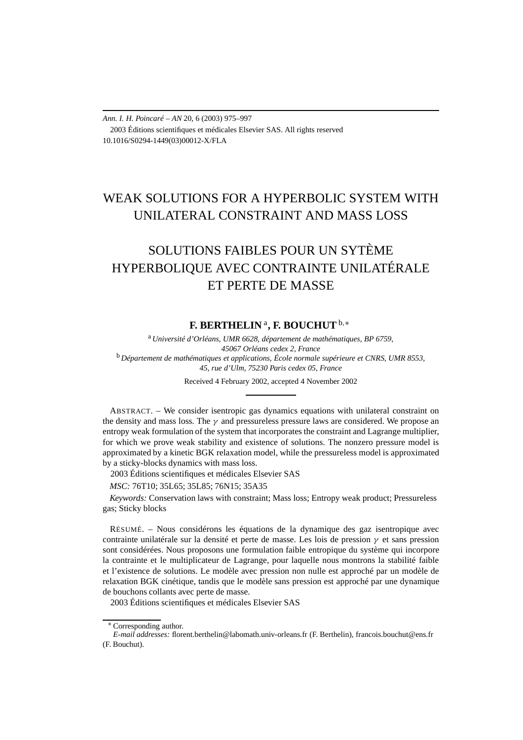*Ann. I. H. Poincaré – AN* 20, 6 (2003) 975–997
2003 Éditions scientifiques et médicales Elsevier SAS. All rights reserved
10.1016/S0294-1449(03)00012-X/FLA

# WEAK SOLUTIONS FOR A HYPERBOLIC SYSTEM WITH UNILATERAL CONSTRAINT AND MASS LOSS

# SOLUTIONS FAIBLES POUR UN SYTÈME HYPERBOLIQUE AVEC CONTRAINTE UNILATÉRALE ET PERTE DE MASSE

**F. BERTHELIN** [a], **F. BOUCHUT** [b,∗]

[a] *Université d'Orléans, UMR 6628, département de mathématiques, BP 6759, 45067 Orléans cedex 2, France*

[b] *Département de mathématiques et applications, École normale supérieure et CNRS, UMR 8553, 45, rue d'Ulm, 75230 Paris cedex 05, France*

Received 4 February 2002, accepted 4 November 2002

ABSTRACT. – We consider isentropic gas dynamics equations with unilateral constraint on the density and mass loss. The $\gamma$ and pressureless pressure laws are considered. We propose an entropy weak formulation of the system that incorporates the constraint and Lagrange multiplier, for which we prove weak stability and existence of solutions. The nonzero pressure model is approximated by a kinetic BGK relaxation model, while the pressureless model is approximated by a sticky-blocks dynamics with mass loss.

2003 Éditions scientifiques et médicales Elsevier SAS

*MSC:* 76T10; 35L65; 35L85; 76N15; 35A35

*Keywords:* Conservation laws with constraint; Mass loss; Entropy weak product; Pressureless gas; Sticky blocks

RÉSUMÉ. – Nous considérons les équations de la dynamique des gaz isentropique avec contrainte unilatérale sur la densité et perte de masse. Les lois de pression $\gamma$ et sans pression sont considérées. Nous proposons une formulation faible entropique du système qui incorpore la contrainte et le multiplicateur de Lagrange, pour laquelle nous montrons la stabilité faible et l'existence de solutions. Le modèle avec pression non nulle est approché par un modèle de relaxation BGK cinétique, tandis que le modèle sans pression est approché par une dynamique de bouchons collants avec perte de masse.

2003 Éditions scientifiques et médicales Elsevier SAS

∗ Corresponding author.
*E-mail addresses:* florent.berthelin@labomath.univ-orleans.fr (F. Berthelin), francois.bouchut@ens.fr (F. Bouchut).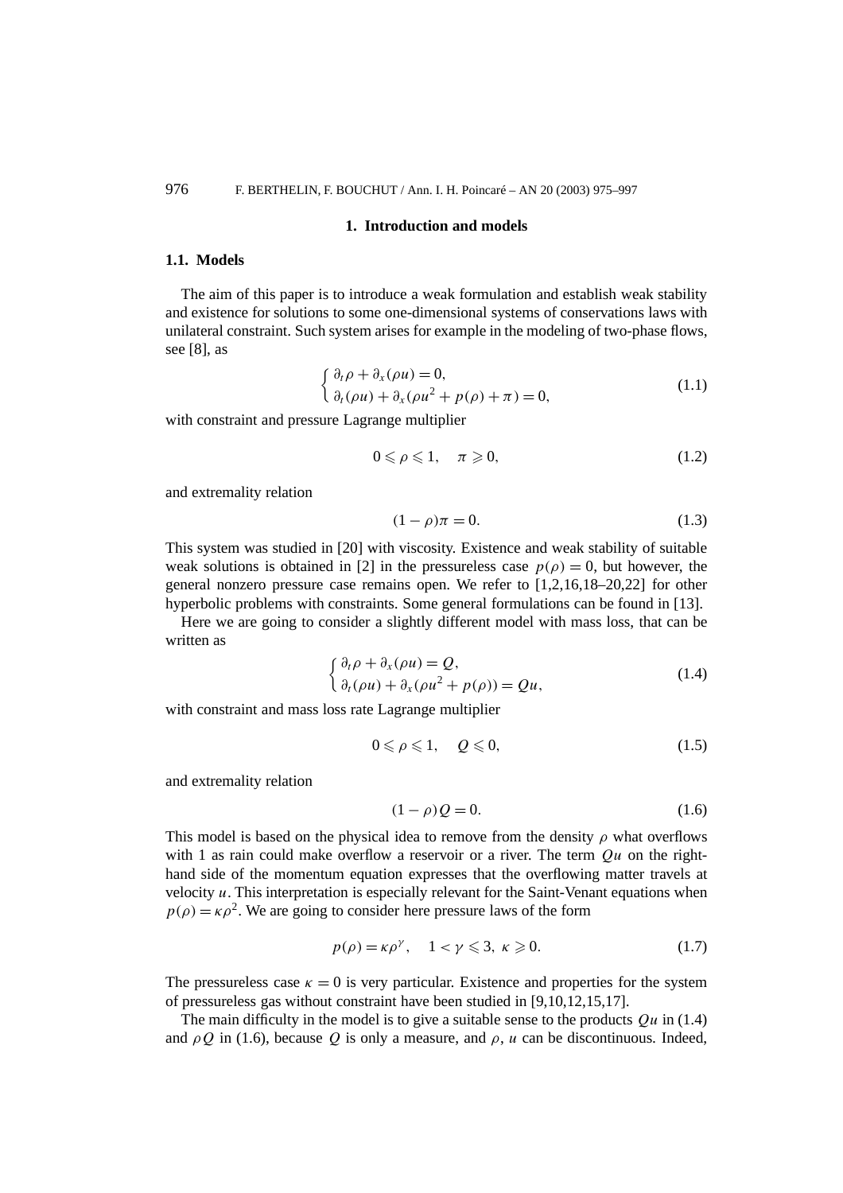## 1. Introduction and models

### 1.1. Models

The aim of this paper is to introduce a weak formulation and establish weak stability and existence for solutions to some one-dimensional systems of conservations laws with unilateral constraint. Such system arises for example in the modeling of two-phase flows, see [8], as

$$
\begin{cases} \partial_t \rho + \partial_x(\rho u) = 0, \\ \partial_t(\rho u) + \partial_x(\rho u^2 + p(\rho) + \pi) = 0, \end{cases} \tag{1.1}
$$

with constraint and pressure Lagrange multiplier

$$
0 \leqslant \rho \leqslant 1, \quad \pi \geqslant 0, \tag{1.2}
$$

and extremality relation

$$
(1 - \rho)\pi = 0. \tag{1.3}
$$

This system was studied in [20] with viscosity. Existence and weak stability of suitable weak solutions is obtained in [2] in the pressureless case $p(\rho) = 0$, but however, the general nonzero pressure case remains open. We refer to [1,2,16,18–20,22] for other hyperbolic problems with constraints. Some general formulations can be found in [13].

Here we are going to consider a slightly different model with mass loss, that can be written as

$$
\begin{cases} \partial_t \rho + \partial_x(\rho u) = Q, \\ \partial_t(\rho u) + \partial_x(\rho u^2 + p(\rho)) = Qu, \end{cases} \tag{1.4}
$$

with constraint and mass loss rate Lagrange multiplier

$$
0 \leqslant \rho \leqslant 1, \quad Q \leqslant 0, \tag{1.5}
$$

and extremality relation

$$
(1 - \rho)Q = 0. \tag{1.6}
$$

This model is based on the physical idea to remove from the density $\rho$ what overflows with 1 as rain could make overflow a reservoir or a river. The term $Qu$ on the right-hand side of the momentum equation expresses that the overflowing matter travels at velocity $u$. This interpretation is especially relevant for the Saint-Venant equations when $p(\rho) = \kappa\rho^2$. We are going to consider here pressure laws of the form

$$
p(\rho) = \kappa\rho^\gamma, \quad 1 < \gamma \leqslant 3, \ \kappa \geqslant 0. \tag{1.7}
$$

The pressureless case $\kappa = 0$ is very particular. Existence and properties for the system of pressureless gas without constraint have been studied in [9,10,12,15,17].

The main difficulty in the model is to give a suitable sense to the products $Qu$ in (1.4) and $\rho Q$ in (1.6), because $Q$ is only a measure, and $\rho$, $u$ can be discontinuous. Indeed,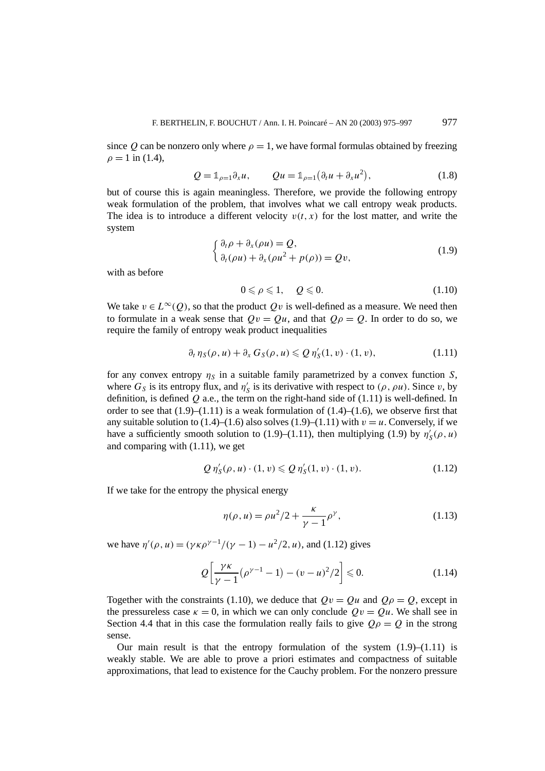since $Q$ can be nonzero only where $\rho = 1$, we have formal formulas obtained by freezing $\rho = 1$ in (1.4),

$$Q = \mathbb{1}_{\rho=1}\partial_x u, \qquad Qu = \mathbb{1}_{\rho=1}\big(\partial_t u + \partial_x u^2\big), \tag{1.8}$$

but of course this is again meaningless. Therefore, we provide the following entropy weak formulation of the problem, that involves what we call entropy weak products. The idea is to introduce a different velocity $v(t,x)$ for the lost matter, and write the system

$$\begin{cases} \partial_t \rho + \partial_x(\rho u) = Q, \\ \partial_t(\rho u) + \partial_x(\rho u^2 + p(\rho)) = Qv, \end{cases} \tag{1.9}$$

with as before

$$0 \leqslant \rho \leqslant 1, \quad Q \leqslant 0. \tag{1.10}$$

We take $v \in L^\infty(Q)$, so that the product $Qv$ is well-defined as a measure. We need then to formulate in a weak sense that $Qv = Qu$, and that $Q\rho = Q$. In order to do so, we require the family of entropy weak product inequalities

$$\partial_t \eta_S(\rho,u) + \partial_x G_S(\rho,u) \leqslant Q\, \eta_S'(1,v)\cdot(1,v), \tag{1.11}$$

for any convex entropy $\eta_S$ in a suitable family parametrized by a convex function $S$, where $G_S$ is its entropy flux, and $\eta_S'$ is its derivative with respect to $(\rho, \rho u)$. Since $v$, by definition, is defined $Q$ a.e., the term on the right-hand side of (1.11) is well-defined. In order to see that (1.9)–(1.11) is a weak formulation of (1.4)–(1.6), we observe first that any suitable solution to (1.4)–(1.6) also solves (1.9)–(1.11) with $v = u$. Conversely, if we have a sufficiently smooth solution to (1.9)–(1.11), then multiplying (1.9) by $\eta_S'(\rho,u)$ and comparing with (1.11), we get

$$Q\, \eta_S'(\rho,u)\cdot(1,v) \leqslant Q\, \eta_S'(1,v)\cdot(1,v). \tag{1.12}$$

If we take for the entropy the physical energy

$$\eta(\rho,u) = \rho u^2/2 + \frac{\kappa}{\gamma-1}\rho^\gamma, \tag{1.13}$$

we have $\eta'(\rho,u) = (\gamma\kappa\rho^{\gamma-1}/(\gamma-1) - u^2/2, u)$, and (1.12) gives

$$Q\left[\frac{\gamma\kappa}{\gamma-1}\big(\rho^{\gamma-1}-1\big) - (v-u)^2/2\right] \leqslant 0. \tag{1.14}$$

Together with the constraints (1.10), we deduce that $Qv = Qu$ and $Q\rho = Q$, except in the pressureless case $\kappa = 0$, in which we can only conclude $Qv = Qu$. We shall see in Section 4.4 that in this case the formulation really fails to give $Q\rho = Q$ in the strong sense.

Our main result is that the entropy formulation of the system (1.9)–(1.11) is weakly stable. We are able to prove a priori estimates and compactness of suitable approximations, that lead to existence for the Cauchy problem. For the nonzero pressure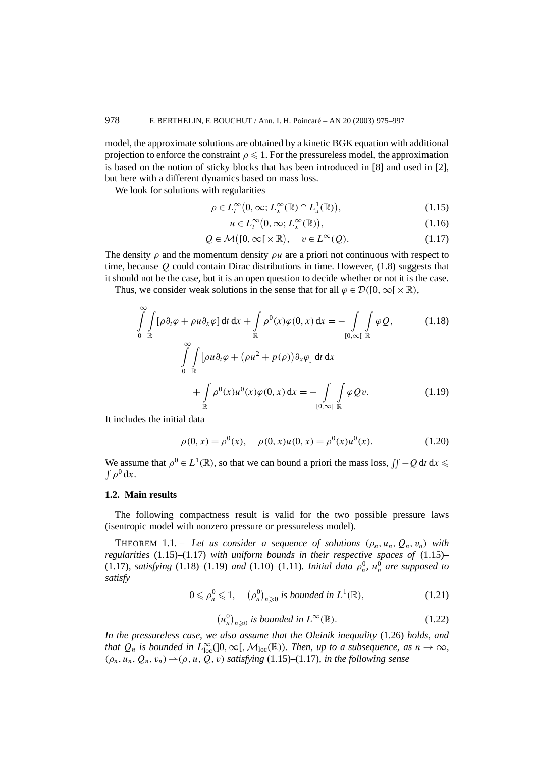model, the approximate solutions are obtained by a kinetic BGK equation with additional projection to enforce the constraint $\rho \leqslant 1$. For the pressureless model, the approximation is based on the notion of sticky blocks that has been introduced in [8] and used in [2], but here with a different dynamics based on mass loss.

We look for solutions with regularities

$$\rho \in L_t^\infty\big(0,\infty; L_x^\infty(\mathbb{R}) \cap L_x^1(\mathbb{R})\big), \tag{1.15}$$

$$u \in L_t^\infty\big(0,\infty; L_x^\infty(\mathbb{R})\big), \tag{1.16}$$

$$Q \in \mathcal{M}\big([0,\infty[\times\mathbb{R}\big), \quad v \in L^\infty(Q). \tag{1.17}$$

The density $\rho$ and the momentum density $\rho u$ are a priori not continuous with respect to time, because $Q$ could contain Dirac distributions in time. However, (1.8) suggests that it should not be the case, but it is an open question to decide whether or not it is the case.

Thus, we consider weak solutions in the sense that for all $\varphi \in \mathcal{D}([0,\infty[\times\mathbb{R})$,

$$\int_0^\infty\!\!\int_{\mathbb{R}} [\rho\partial_t\varphi + \rho u\partial_x\varphi]\,\mathrm{d}t\,\mathrm{d}x + \int_{\mathbb{R}} \rho^0(x)\varphi(0,x)\,\mathrm{d}x = -\int_{[0,\infty[}\int_{\mathbb{R}} \varphi Q, \tag{1.18}$$

$$\int_0^\infty\!\!\int_{\mathbb{R}} \big[\rho u\partial_t\varphi + \big(\rho u^2 + p(\rho)\big)\partial_x\varphi\big]\,\mathrm{d}t\,\mathrm{d}x + \int_{\mathbb{R}} \rho^0(x)u^0(x)\varphi(0,x)\,\mathrm{d}x = -\int_{[0,\infty[}\int_{\mathbb{R}} \varphi Q v. \tag{1.19}$$

It includes the initial data

$$\rho(0,x) = \rho^0(x), \quad \rho(0,x)u(0,x) = \rho^0(x)u^0(x). \tag{1.20}$$

We assume that $\rho^0 \in L^1(\mathbb{R})$, so that we can bound a priori the mass loss, $\iint -Q\,\mathrm{d}t\,\mathrm{d}x \leqslant \int \rho^0\,\mathrm{d}x$.

## 1.2. Main results

The following compactness result is valid for the two possible pressure laws (isentropic model with nonzero pressure or pressureless model).

THEOREM 1.1. – *Let us consider a sequence of solutions $(\rho_n, u_n, Q_n, v_n)$ with regularities* (1.15)–(1.17) *with uniform bounds in their respective spaces of* (1.15)–(1.17)*, satisfying* (1.18)–(1.19) *and* (1.10)–(1.11)*. Initial data $\rho_n^0$, $u_n^0$ are supposed to satisfy*

$$0 \leqslant \rho_n^0 \leqslant 1, \quad \big(\rho_n^0\big)_{n\geqslant 0} \textit{ is bounded in } L^1(\mathbb{R}), \tag{1.21}$$

$$\big(u_n^0\big)_{n\geqslant 0} \textit{ is bounded in } L^\infty(\mathbb{R}). \tag{1.22}$$

*In the pressureless case, we also assume that the Oleinik inequality* (1.26) *holds, and that $Q_n$ is bounded in $L^\infty_{\mathrm{loc}}(]0,\infty[, \mathcal{M}_{\mathrm{loc}}(\mathbb{R}))$. Then, up to a subsequence, as $n \to \infty$, $(\rho_n, u_n, Q_n, v_n) \rightharpoonup (\rho, u, Q, v)$ satisfying* (1.15)–(1.17)*, in the following sense*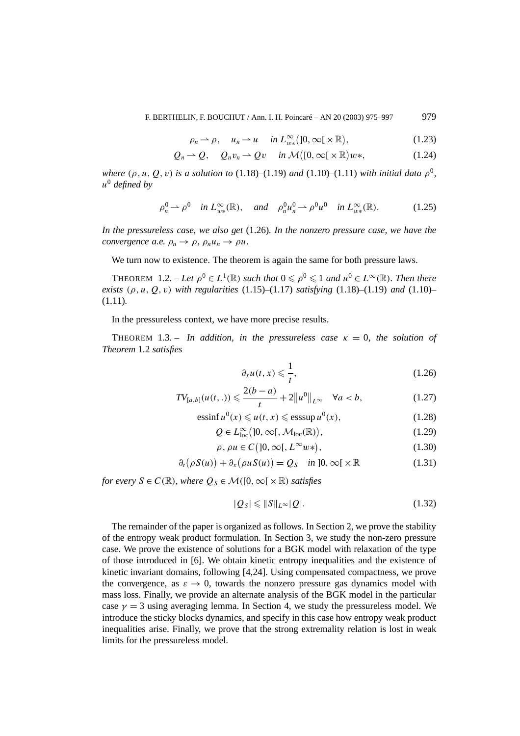$$\rho_n \rightharpoonup \rho, \quad u_n \rightharpoonup u \quad \text{in } L^\infty_{w*}\big(]0,\infty[\times\mathbb{R}\big), \tag{1.23}$$

$$Q_n \rightharpoonup Q, \quad Q_n v_n \rightharpoonup Qv \quad \text{in } \mathcal{M}\big([0,\infty[\times\mathbb{R}\big)w*, \tag{1.24}$$

*where* $(\rho, u, Q, v)$ *is a solution to* (1.18)–(1.19) *and* (1.10)–(1.11) *with initial data* $\rho^0$, $u^0$ *defined by*

$$\rho_n^0 \rightharpoonup \rho^0 \quad \text{in } L^\infty_{w*}(\mathbb{R}), \quad \text{and} \quad \rho_n^0 u_n^0 \rightharpoonup \rho^0 u^0 \quad \text{in } L^\infty_{w*}(\mathbb{R}). \tag{1.25}$$

*In the pressureless case, we also get* (1.26)*. In the nonzero pressure case, we have the convergence a.e.* $\rho_n \to \rho$, $\rho_n u_n \to \rho u$.

We turn now to existence. The theorem is again the same for both pressure laws.

THEOREM 1.2. – *Let* $\rho^0 \in L^1(\mathbb{R})$ *such that* $0 \leqslant \rho^0 \leqslant 1$ *and* $u^0 \in L^\infty(\mathbb{R})$*. Then there exists* $(\rho, u, Q, v)$ *with regularities* (1.15)–(1.17) *satisfying* (1.18)–(1.19) *and* (1.10)–(1.11)*.*

In the pressureless context, we have more precise results.

THEOREM 1.3. – *In addition, in the pressureless case* $\kappa = 0$*, the solution of Theorem* 1.2 *satisfies*

$$\partial_x u(t,x) \leqslant \frac{1}{t}, \tag{1.26}$$

$$TV_{[a,b]}(u(t,.)) \leqslant \frac{2(b-a)}{t} + 2\|u^0\|_{L^\infty} \quad \forall a < b, \tag{1.27}$$

$$\operatorname{essinf} u^0(x) \leqslant u(t,x) \leqslant \operatorname{esssup} u^0(x), \tag{1.28}$$

$$Q \in L^\infty_{\mathrm{loc}}\big(]0,\infty[, \mathcal{M}_{\mathrm{loc}}(\mathbb{R})\big), \tag{1.29}$$

$$\rho,\, \rho u \in C\big(]0,\infty[, L^\infty w*\big), \tag{1.30}$$

$$\partial_t\big(\rho S(u)\big) + \partial_x\big(\rho u S(u)\big) = Q_S \quad \text{in } ]0,\infty[\times\mathbb{R} \tag{1.31}$$

*for every* $S \in C(\mathbb{R})$*, where* $Q_S \in \mathcal{M}([0,\infty[\times\mathbb{R})$ *satisfies*

$$|Q_S| \leqslant \|S\|_{L^\infty}|Q|. \tag{1.32}$$

The remainder of the paper is organized as follows. In Section 2, we prove the stability of the entropy weak product formulation. In Section 3, we study the non-zero pressure case. We prove the existence of solutions for a BGK model with relaxation of the type of those introduced in [6]. We obtain kinetic entropy inequalities and the existence of kinetic invariant domains, following [4,24]. Using compensated compactness, we prove the convergence, as $\varepsilon \to 0$, towards the nonzero pressure gas dynamics model with mass loss. Finally, we provide an alternate analysis of the BGK model in the particular case $\gamma = 3$ using averaging lemma. In Section 4, we study the pressureless model. We introduce the sticky blocks dynamics, and specify in this case how entropy weak product inequalities arise. Finally, we prove that the strong extremality relation is lost in weak limits for the pressureless model.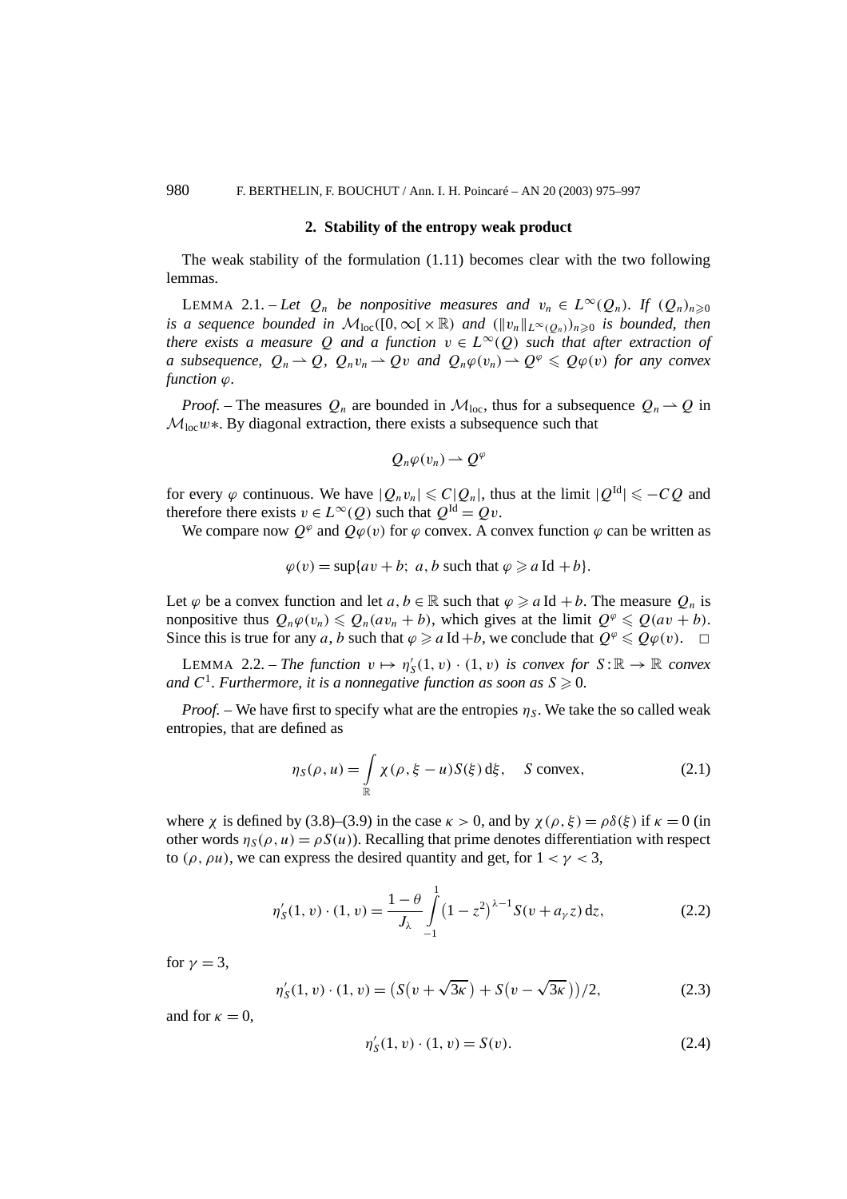## 2. Stability of the entropy weak product

The weak stability of the formulation (1.11) becomes clear with the two following lemmas.

LEMMA 2.1. – *Let $Q_n$ be nonpositive measures and $v_n \in L^\infty(Q_n)$. If $(Q_n)_{n\geqslant 0}$ is a sequence bounded in $\mathcal{M}_{\mathrm{loc}}([0,\infty[\times\mathbb{R})$ and $(\|v_n\|_{L^\infty(Q_n)})_{n\geqslant 0}$ is bounded, then there exists a measure $Q$ and a function $v \in L^\infty(Q)$ such that after extraction of a subsequence, $Q_n \rightharpoonup Q$, $Q_n v_n \rightharpoonup Qv$ and $Q_n\varphi(v_n) \rightharpoonup Q^\varphi \leqslant Q\varphi(v)$ for any convex function $\varphi$.*

*Proof.* – The measures $Q_n$ are bounded in $\mathcal{M}_{\mathrm{loc}}$, thus for a subsequence $Q_n \rightharpoonup Q$ in $\mathcal{M}_{\mathrm{loc}} w*$. By diagonal extraction, there exists a subsequence such that

$$Q_n\varphi(v_n) \rightharpoonup Q^\varphi$$

for every $\varphi$ continuous. We have $|Q_n v_n| \leqslant C|Q_n|$, thus at the limit $|Q^{\mathrm{Id}}| \leqslant -CQ$ and therefore there exists $v \in L^\infty(Q)$ such that $Q^{\mathrm{Id}} = Qv$.

We compare now $Q^\varphi$ and $Q\varphi(v)$ for $\varphi$ convex. A convex function $\varphi$ can be written as

$$\varphi(v) = \sup\{av + b;\ a, b \text{ such that } \varphi \geqslant a\,\mathrm{Id} + b\}.$$

Let $\varphi$ be a convex function and let $a, b \in \mathbb{R}$ such that $\varphi \geqslant a\,\mathrm{Id} + b$. The measure $Q_n$ is nonpositive thus $Q_n\varphi(v_n) \leqslant Q_n(av_n + b)$, which gives at the limit $Q^\varphi \leqslant Q(av + b)$. Since this is true for any $a, b$ such that $\varphi \geqslant a\,\mathrm{Id} + b$, we conclude that $Q^\varphi \leqslant Q\varphi(v)$. $\square$

LEMMA 2.2. – *The function $v \mapsto \eta_S'(1, v)\cdot(1, v)$ is convex for $S:\mathbb{R}\to\mathbb{R}$ convex and $C^1$. Furthermore, it is a nonnegative function as soon as $S \geqslant 0$.*

*Proof.* – We have first to specify what are the entropies $\eta_S$. We take the so called weak entropies, that are defined as

$$\eta_S(\rho, u) = \int_{\mathbb{R}} \chi(\rho, \xi - u)S(\xi)\,\mathrm{d}\xi, \quad S \text{ convex}, \tag{2.1}$$

where $\chi$ is defined by (3.8)–(3.9) in the case $\kappa > 0$, and by $\chi(\rho, \xi) = \rho\delta(\xi)$ if $\kappa = 0$ (in other words $\eta_S(\rho, u) = \rho S(u)$). Recalling that prime denotes differentiation with respect to $(\rho, \rho u)$, we can express the desired quantity and get, for $1 < \gamma < 3$,

$$\eta_S'(1, v)\cdot(1, v) = \frac{1-\theta}{J_\lambda}\int_{-1}^{1}\left(1 - z^2\right)^{\lambda - 1} S(v + a_\gamma z)\,\mathrm{d}z, \tag{2.2}$$

for $\gamma = 3$,

$$\eta_S'(1, v)\cdot(1, v) = \left(S\left(v + \sqrt{3\kappa}\right) + S\left(v - \sqrt{3\kappa}\right)\right)/2, \tag{2.3}$$

and for $\kappa = 0$,

$$\eta_S'(1, v)\cdot(1, v) = S(v). \tag{2.4}$$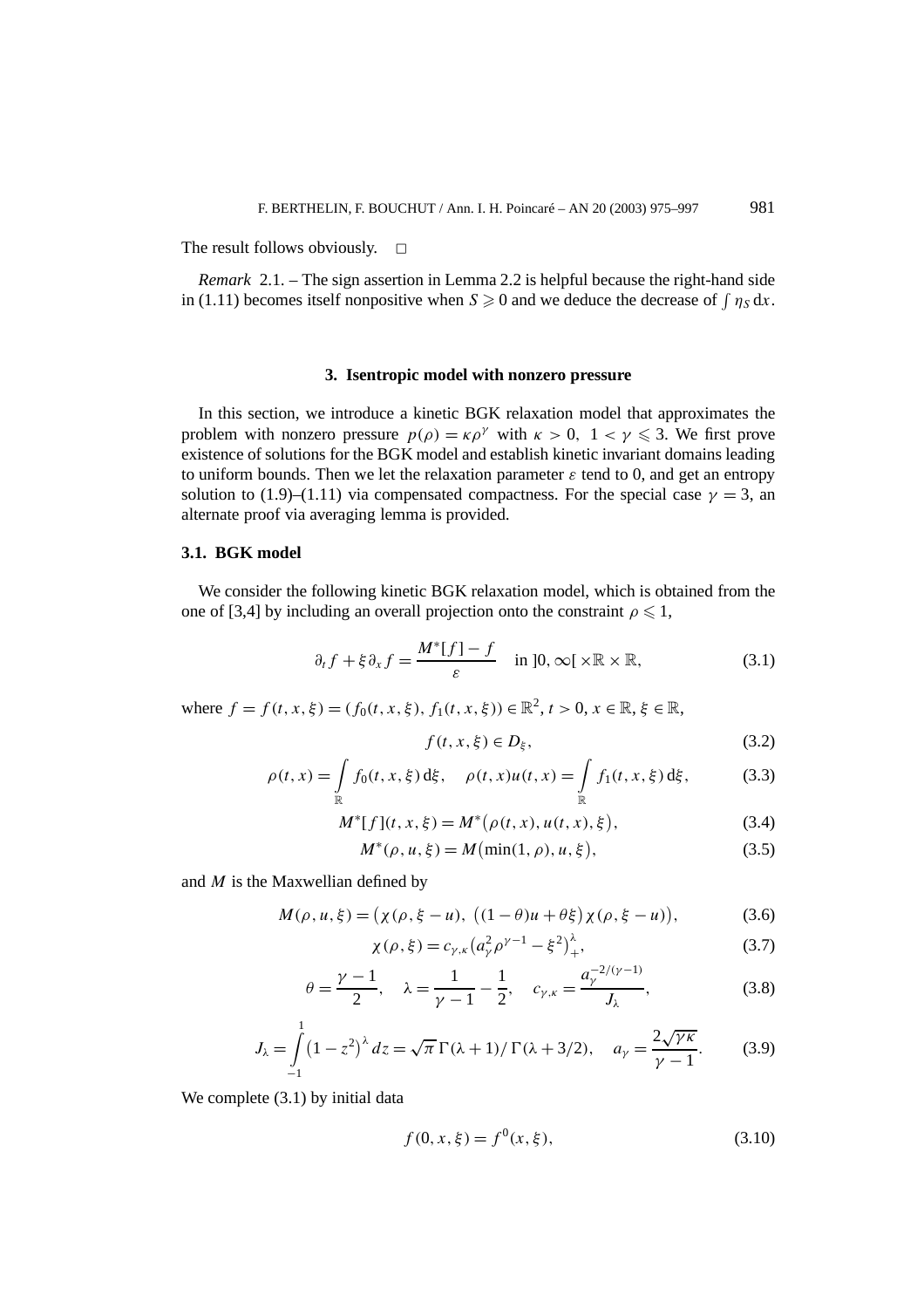The result follows obviously. □

*Remark* 2.1. – The sign assertion in Lemma 2.2 is helpful because the right-hand side in (1.11) becomes itself nonpositive when $S \geqslant 0$ and we deduce the decrease of $\int \eta_S \, dx$.

## 3. Isentropic model with nonzero pressure

In this section, we introduce a kinetic BGK relaxation model that approximates the problem with nonzero pressure $p(\rho) = \kappa\rho^\gamma$ with $\kappa > 0$, $1 < \gamma \leqslant 3$. We first prove existence of solutions for the BGK model and establish kinetic invariant domains leading to uniform bounds. Then we let the relaxation parameter $\varepsilon$ tend to 0, and get an entropy solution to (1.9)–(1.11) via compensated compactness. For the special case $\gamma = 3$, an alternate proof via averaging lemma is provided.

### 3.1. BGK model

We consider the following kinetic BGK relaxation model, which is obtained from the one of [3,4] by including an overall projection onto the constraint $\rho \leqslant 1$,

$$\partial_t f + \xi \partial_x f = \frac{M^*[f] - f}{\varepsilon} \quad \text{in } ]0, \infty[ \times \mathbb{R} \times \mathbb{R}, \tag{3.1}$$

where $f = f(t, x, \xi) = (f_0(t, x, \xi), f_1(t, x, \xi)) \in \mathbb{R}^2$, $t > 0$, $x \in \mathbb{R}$, $\xi \in \mathbb{R}$,

$$f(t, x, \xi) \in D_\xi, \tag{3.2}$$

$$\rho(t, x) = \int_{\mathbb{R}} f_0(t, x, \xi) \, d\xi, \quad \rho(t, x)u(t, x) = \int_{\mathbb{R}} f_1(t, x, \xi) \, d\xi, \tag{3.3}$$

$$M^*[f](t, x, \xi) = M^*\big(\rho(t, x), u(t, x), \xi\big), \tag{3.4}$$

$$M^*(\rho, u, \xi) = M\big(\min(1, \rho), u, \xi\big), \tag{3.5}$$

and $M$ is the Maxwellian defined by

$$M(\rho, u, \xi) = \big(\chi(\rho, \xi - u), \ \big((1-\theta)u + \theta\xi\big)\chi(\rho, \xi - u)\big), \tag{3.6}$$

$$\chi(\rho, \xi) = c_{\gamma,\kappa}\big(a_\gamma^2 \rho^{\gamma-1} - \xi^2\big)_+^\lambda, \tag{3.7}$$

$$\theta = \frac{\gamma - 1}{2}, \quad \lambda = \frac{1}{\gamma - 1} - \frac{1}{2}, \quad c_{\gamma,\kappa} = \frac{a_\gamma^{-2/(\gamma-1)}}{J_\lambda}, \tag{3.8}$$

$$J_\lambda = \int_{-1}^{1} \big(1 - z^2\big)^\lambda \, dz = \sqrt{\pi}\, \Gamma(\lambda + 1)/\Gamma(\lambda + 3/2), \quad a_\gamma = \frac{2\sqrt{\gamma\kappa}}{\gamma - 1}. \tag{3.9}$$

We complete (3.1) by initial data

$$f(0, x, \xi) = f^0(x, \xi), \tag{3.10}$$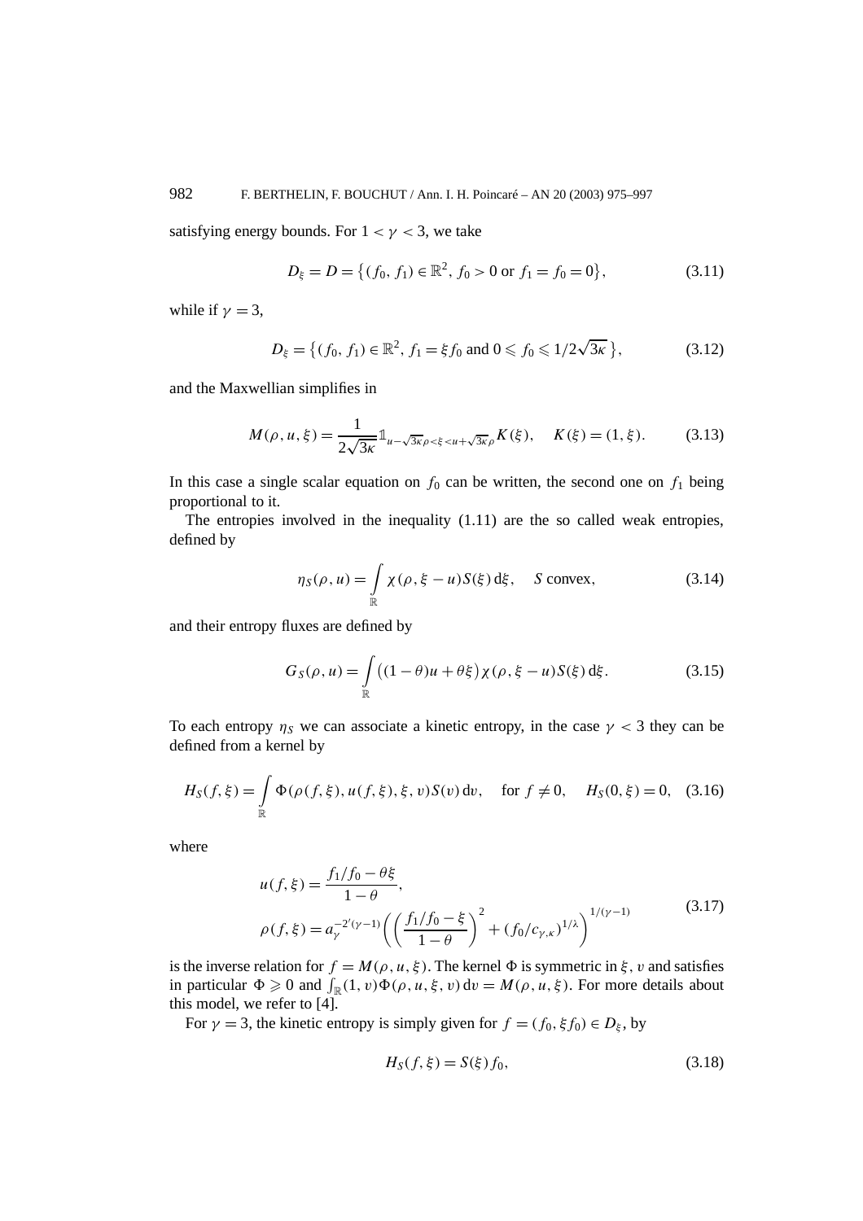satisfying energy bounds. For $1 < \gamma < 3$, we take

$$D_\xi = D = \{(f_0, f_1) \in \mathbb{R}^2,\ f_0 > 0 \text{ or } f_1 = f_0 = 0\}, \tag{3.11}$$

while if $\gamma = 3$,

$$D_\xi = \{(f_0, f_1) \in \mathbb{R}^2,\ f_1 = \xi f_0 \text{ and } 0 \leqslant f_0 \leqslant 1/2\sqrt{3\kappa}\,\}, \tag{3.12}$$

and the Maxwellian simplifies in

$$M(\rho, u, \xi) = \frac{1}{2\sqrt{3\kappa}} \mathbb{1}_{u - \sqrt{3\kappa}\rho < \xi < u + \sqrt{3\kappa}\rho} K(\xi), \quad K(\xi) = (1, \xi). \tag{3.13}$$

In this case a single scalar equation on $f_0$ can be written, the second one on $f_1$ being proportional to it.

The entropies involved in the inequality (1.11) are the so called weak entropies, defined by

$$\eta_S(\rho, u) = \int_{\mathbb{R}} \chi(\rho, \xi - u) S(\xi)\, \mathrm{d}\xi, \quad S \text{ convex}, \tag{3.14}$$

and their entropy fluxes are defined by

$$G_S(\rho, u) = \int_{\mathbb{R}} \big((1-\theta)u + \theta\xi\big) \chi(\rho, \xi - u) S(\xi)\, \mathrm{d}\xi. \tag{3.15}$$

To each entropy $\eta_S$ we can associate a kinetic entropy, in the case $\gamma < 3$ they can be defined from a kernel by

$$H_S(f, \xi) = \int_{\mathbb{R}} \Phi(\rho(f, \xi), u(f, \xi), \xi, v) S(v)\, \mathrm{d}v, \quad \text{for } f \neq 0, \quad H_S(0, \xi) = 0, \tag{3.16}$$

where

$$\begin{aligned} u(f, \xi) &= \frac{f_1/f_0 - \theta\xi}{1-\theta}, \\ \rho(f, \xi) &= a_\gamma^{-2/(\gamma-1)} \left( \left( \frac{f_1/f_0 - \xi}{1-\theta} \right)^2 + (f_0/c_{\gamma,\kappa})^{1/\lambda} \right)^{1/(\gamma-1)} \end{aligned} \tag{3.17}$$

is the inverse relation for $f = M(\rho, u, \xi)$. The kernel $\Phi$ is symmetric in $\xi$, $v$ and satisfies in particular $\Phi \geqslant 0$ and $\int_{\mathbb{R}} (1, v) \Phi(\rho, u, \xi, v)\, \mathrm{d}v = M(\rho, u, \xi)$. For more details about this model, we refer to [4].

For $\gamma = 3$, the kinetic entropy is simply given for $f = (f_0, \xi f_0) \in D_\xi$, by

$$H_S(f, \xi) = S(\xi) f_0, \tag{3.18}$$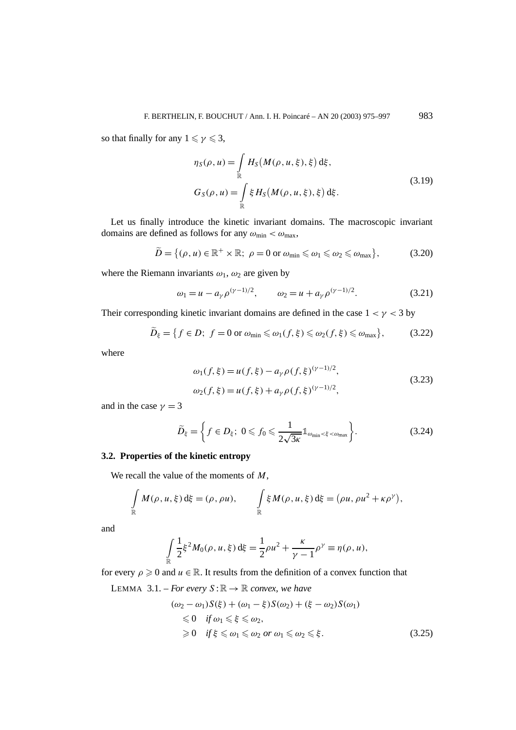so that finally for any $1 \leqslant \gamma \leqslant 3$,

$$
\begin{aligned}
\eta_S(\rho, u) &= \int_{\mathbb{R}} H_S\big(M(\rho, u, \xi), \xi\big)\, \mathrm{d}\xi, \\
G_S(\rho, u) &= \int_{\mathbb{R}} \xi H_S\big(M(\rho, u, \xi), \xi\big)\, \mathrm{d}\xi.
\end{aligned} \tag{3.19}
$$

Let us finally introduce the kinetic invariant domains. The macroscopic invariant domains are defined as follows for any $\omega_{\min} < \omega_{\max}$,

$$
\widetilde{D} = \big\{(\rho, u) \in \mathbb{R}^+ \times \mathbb{R};\ \rho = 0 \text{ or } \omega_{\min} \leqslant \omega_1 \leqslant \omega_2 \leqslant \omega_{\max}\big\}, \tag{3.20}
$$

where the Riemann invariants $\omega_1$, $\omega_2$ are given by

$$
\omega_1 = u - a_\gamma \rho^{(\gamma-1)/2}, \qquad \omega_2 = u + a_\gamma \rho^{(\gamma-1)/2}. \tag{3.21}
$$

Their corresponding kinetic invariant domains are defined in the case $1 < \gamma < 3$ by

$$
\widetilde{D}_\xi = \big\{ f \in D;\ f = 0 \text{ or } \omega_{\min} \leqslant \omega_1(f, \xi) \leqslant \omega_2(f, \xi) \leqslant \omega_{\max}\big\}, \tag{3.22}
$$

where

$$
\begin{aligned}
\omega_1(f, \xi) &= u(f, \xi) - a_\gamma \rho(f, \xi)^{(\gamma-1)/2}, \\
\omega_2(f, \xi) &= u(f, \xi) + a_\gamma \rho(f, \xi)^{(\gamma-1)/2},
\end{aligned} \tag{3.23}
$$

and in the case $\gamma = 3$

$$
\widetilde{D}_\xi = \left\{ f \in D_\xi;\ 0 \leqslant f_0 \leqslant \frac{1}{2\sqrt{3\kappa}} \mathbb{1}_{\omega_{\min} < \xi < \omega_{\max}} \right\}. \tag{3.24}
$$

### 3.2. Properties of the kinetic entropy

We recall the value of the moments of $M$,

$$
\int_{\mathbb{R}} M(\rho, u, \xi)\, \mathrm{d}\xi = (\rho, \rho u), \qquad \int_{\mathbb{R}} \xi M(\rho, u, \xi)\, \mathrm{d}\xi = \big(\rho u, \rho u^2 + \kappa \rho^\gamma\big),
$$

and

$$
\int_{\mathbb{R}} \frac{1}{2} \xi^2 M_0(\rho, u, \xi)\, \mathrm{d}\xi = \frac{1}{2}\rho u^2 + \frac{\kappa}{\gamma - 1}\rho^\gamma \equiv \eta(\rho, u),
$$

for every $\rho \geqslant 0$ and $u \in \mathbb{R}$. It results from the definition of a convex function that

LEMMA 3.1. – *For every $S : \mathbb{R} \to \mathbb{R}$ convex, we have*

$$
\begin{aligned}
&(\omega_2 - \omega_1) S(\xi) + (\omega_1 - \xi) S(\omega_2) + (\xi - \omega_2) S(\omega_1) \\
&\quad \leqslant 0 \quad \textit{if } \omega_1 \leqslant \xi \leqslant \omega_2, \\
&\quad \geqslant 0 \quad \textit{if } \xi \leqslant \omega_1 \leqslant \omega_2 \textit{ or } \omega_1 \leqslant \omega_2 \leqslant \xi.
\end{aligned} \tag{3.25}
$$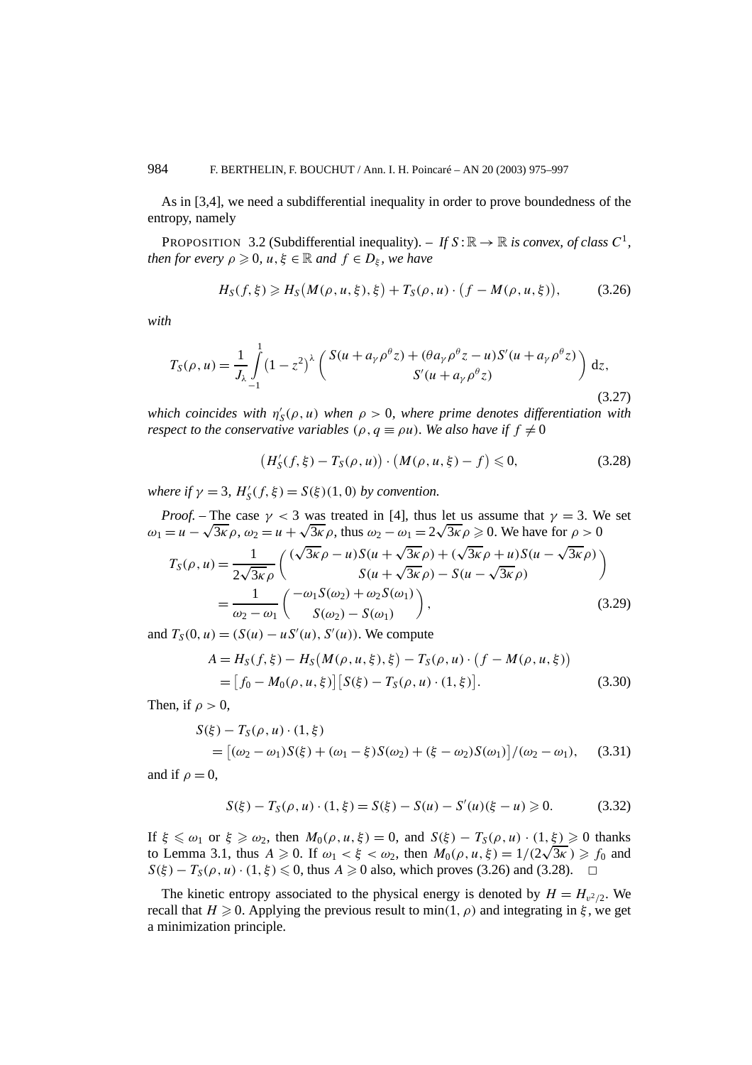As in [3,4], we need a subdifferential inequality in order to prove boundedness of the entropy, namely

PROPOSITION 3.2 (Subdifferential inequality). – *If $S:\mathbb{R}\to\mathbb{R}$ is convex, of class $C^1$, then for every $\rho\geqslant 0$, $u,\xi\in\mathbb{R}$ and $f\in D_\xi$, we have*

$$H_S(f,\xi)\geqslant H_S\big(M(\rho,u,\xi),\xi\big)+T_S(\rho,u)\cdot\big(f-M(\rho,u,\xi)\big),\tag{3.26}$$

*with*

$$T_S(\rho,u)=\frac{1}{J_\lambda}\int_{-1}^{1}\big(1-z^2\big)^\lambda\begin{pmatrix}S(u+a_\gamma\rho^\theta z)+(\theta a_\gamma\rho^\theta z-u)S'(u+a_\gamma\rho^\theta z)\\ S'(u+a_\gamma\rho^\theta z)\end{pmatrix}\mathrm{d}z,\tag{3.27}$$

*which coincides with $\eta_S'(\rho,u)$ when $\rho>0$, where prime denotes differentiation with respect to the conservative variables $(\rho,q\equiv\rho u)$. We also have if $f\neq 0$*

$$\big(H_S'(f,\xi)-T_S(\rho,u)\big)\cdot\big(M(\rho,u,\xi)-f\big)\leqslant 0,\tag{3.28}$$

*where if $\gamma=3$, $H_S'(f,\xi)=S(\xi)(1,0)$ by convention.*

*Proof.* – The case $\gamma<3$ was treated in [4], thus let us assume that $\gamma=3$. We set $\omega_1=u-\sqrt{3\kappa}\,\rho$, $\omega_2=u+\sqrt{3\kappa}\,\rho$, thus $\omega_2-\omega_1=2\sqrt{3\kappa}\,\rho\geqslant 0$. We have for $\rho>0$

$$\begin{aligned}T_S(\rho,u)&=\frac{1}{2\sqrt{3\kappa}\,\rho}\begin{pmatrix}(\sqrt{3\kappa}\,\rho-u)S(u+\sqrt{3\kappa}\,\rho)+(\sqrt{3\kappa}\,\rho+u)S(u-\sqrt{3\kappa}\,\rho)\\ S(u+\sqrt{3\kappa}\,\rho)-S(u-\sqrt{3\kappa}\,\rho)\end{pmatrix}\\&=\frac{1}{\omega_2-\omega_1}\begin{pmatrix}-\omega_1S(\omega_2)+\omega_2S(\omega_1)\\ S(\omega_2)-S(\omega_1)\end{pmatrix},\end{aligned}\tag{3.29}$$

and $T_S(0,u)=(S(u)-uS'(u),S'(u))$. We compute

$$\begin{aligned}A&=H_S(f,\xi)-H_S\big(M(\rho,u,\xi),\xi\big)-T_S(\rho,u)\cdot\big(f-M(\rho,u,\xi)\big)\\&=\big[f_0-M_0(\rho,u,\xi)\big]\big[S(\xi)-T_S(\rho,u)\cdot(1,\xi)\big].\end{aligned}\tag{3.30}$$

Then, if $\rho>0$,

$$\begin{aligned}&S(\xi)-T_S(\rho,u)\cdot(1,\xi)\\&\quad=\big[(\omega_2-\omega_1)S(\xi)+(\omega_1-\xi)S(\omega_2)+(\xi-\omega_2)S(\omega_1)\big]/(\omega_2-\omega_1),\end{aligned}\tag{3.31}$$

and if $\rho=0$,

$$S(\xi)-T_S(\rho,u)\cdot(1,\xi)=S(\xi)-S(u)-S'(u)(\xi-u)\geqslant 0.\tag{3.32}$$

If $\xi\leqslant\omega_1$ or $\xi\geqslant\omega_2$, then $M_0(\rho,u,\xi)=0$, and $S(\xi)-T_S(\rho,u)\cdot(1,\xi)\geqslant 0$ thanks to Lemma 3.1, thus $A\geqslant 0$. If $\omega_1<\xi<\omega_2$, then $M_0(\rho,u,\xi)=1/(2\sqrt{3\kappa})\geqslant f_0$ and $S(\xi)-T_S(\rho,u)\cdot(1,\xi)\leqslant 0$, thus $A\geqslant 0$ also, which proves (3.26) and (3.28). $\square$

The kinetic entropy associated to the physical energy is denoted by $H=H_{v^2/2}$. We recall that $H\geqslant 0$. Applying the previous result to $\min(1,\rho)$ and integrating in $\xi$, we get a minimization principle.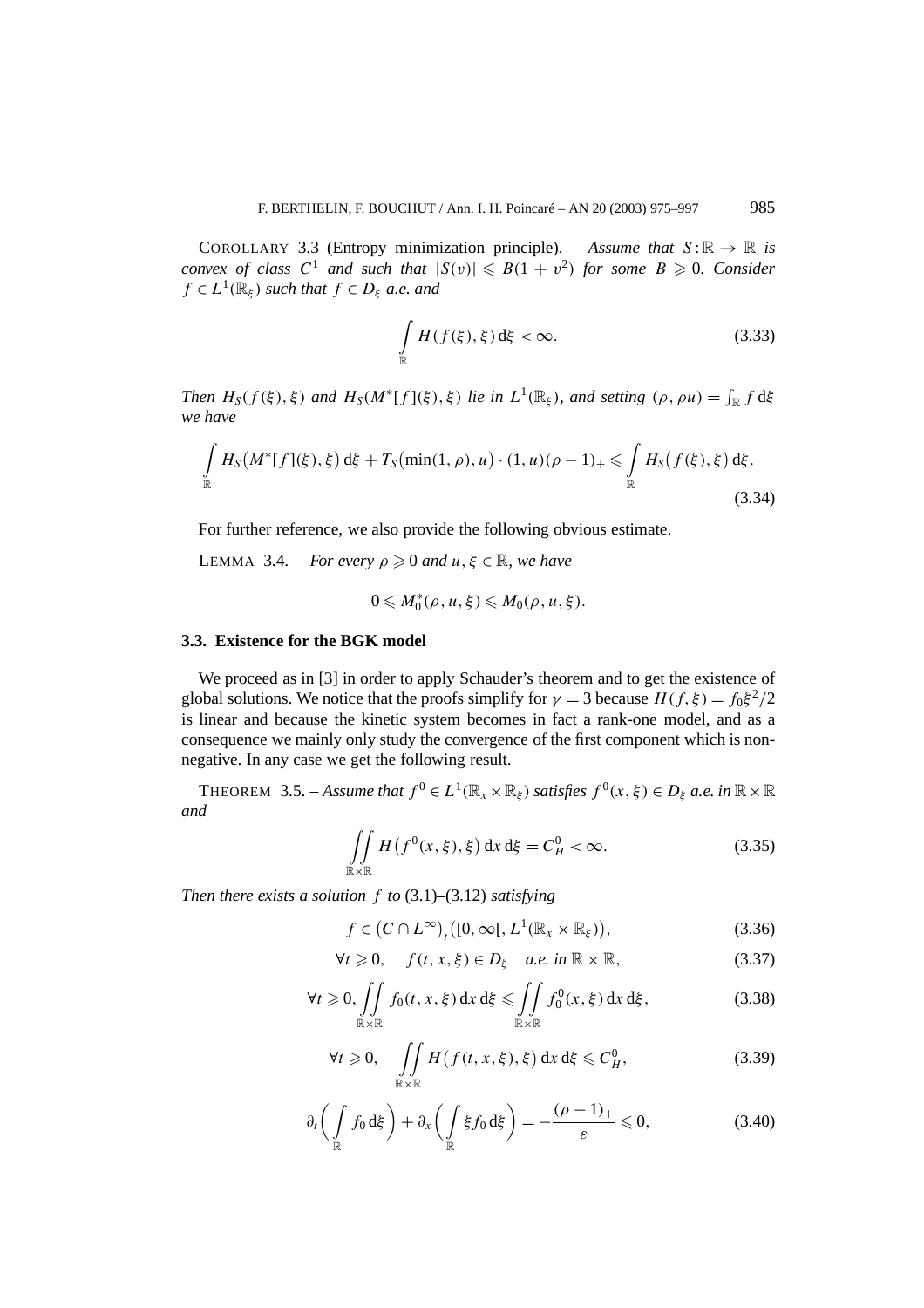COROLLARY 3.3 (Entropy minimization principle). – *Assume that $S:\mathbb{R}\to\mathbb{R}$ is convex of class $C^1$ and such that $|S(v)|\leqslant B(1+v^2)$ for some $B\geqslant 0$. Consider $f\in L^1(\mathbb{R}_\xi)$ such that $f\in D_\xi$ a.e. and*

$$\int_{\mathbb{R}} H(f(\xi),\xi)\,\mathrm{d}\xi<\infty. \tag{3.33}$$

*Then $H_S(f(\xi),\xi)$ and $H_S(M^*[f](\xi),\xi)$ lie in $L^1(\mathbb{R}_\xi)$, and setting $(\rho,\rho u)=\int_{\mathbb{R}} f\,\mathrm{d}\xi$ we have*

$$\int_{\mathbb{R}} H_S\big(M^*[f](\xi),\xi\big)\,\mathrm{d}\xi+T_S\big(\min(1,\rho),u\big)\cdot(1,u)(\rho-1)_+\leqslant\int_{\mathbb{R}} H_S\big(f(\xi),\xi\big)\,\mathrm{d}\xi. \tag{3.34}$$

For further reference, we also provide the following obvious estimate.

LEMMA 3.4. – *For every $\rho\geqslant 0$ and $u,\xi\in\mathbb{R}$, we have*

$$0\leqslant M_0^*(\rho,u,\xi)\leqslant M_0(\rho,u,\xi).$$

### 3.3. Existence for the BGK model

We proceed as in [3] in order to apply Schauder's theorem and to get the existence of global solutions. We notice that the proofs simplify for $\gamma=3$ because $H(f,\xi)=f_0\xi^2/2$ is linear and because the kinetic system becomes in fact a rank-one model, and as a consequence we mainly only study the convergence of the first component which is non-negative. In any case we get the following result.

THEOREM 3.5. – *Assume that $f^0\in L^1(\mathbb{R}_x\times\mathbb{R}_\xi)$ satisfies $f^0(x,\xi)\in D_\xi$ a.e. in $\mathbb{R}\times\mathbb{R}$ and*

$$\iint_{\mathbb{R}\times\mathbb{R}} H\big(f^0(x,\xi),\xi\big)\,\mathrm{d}x\,\mathrm{d}\xi=C_H^0<\infty. \tag{3.35}$$

*Then there exists a solution $f$ to* (3.1)–(3.12) *satisfying*

$$f\in\big(C\cap L^\infty\big)_t\big([0,\infty[,L^1(\mathbb{R}_x\times\mathbb{R}_\xi)\big), \tag{3.36}$$

$$\forall t\geqslant 0,\quad f(t,x,\xi)\in D_\xi\quad \text{a.e. in } \mathbb{R}\times\mathbb{R}, \tag{3.37}$$

$$\forall t\geqslant 0,\iint_{\mathbb{R}\times\mathbb{R}} f_0(t,x,\xi)\,\mathrm{d}x\,\mathrm{d}\xi\leqslant\iint_{\mathbb{R}\times\mathbb{R}} f_0^0(x,\xi)\,\mathrm{d}x\,\mathrm{d}\xi, \tag{3.38}$$

$$\forall t\geqslant 0,\quad\iint_{\mathbb{R}\times\mathbb{R}} H\big(f(t,x,\xi),\xi\big)\,\mathrm{d}x\,\mathrm{d}\xi\leqslant C_H^0, \tag{3.39}$$

$$\partial_t\bigg(\int_{\mathbb{R}} f_0\,\mathrm{d}\xi\bigg)+\partial_x\bigg(\int_{\mathbb{R}}\xi f_0\,\mathrm{d}\xi\bigg)=-\frac{(\rho-1)_+}{\varepsilon}\leqslant 0, \tag{3.40}$$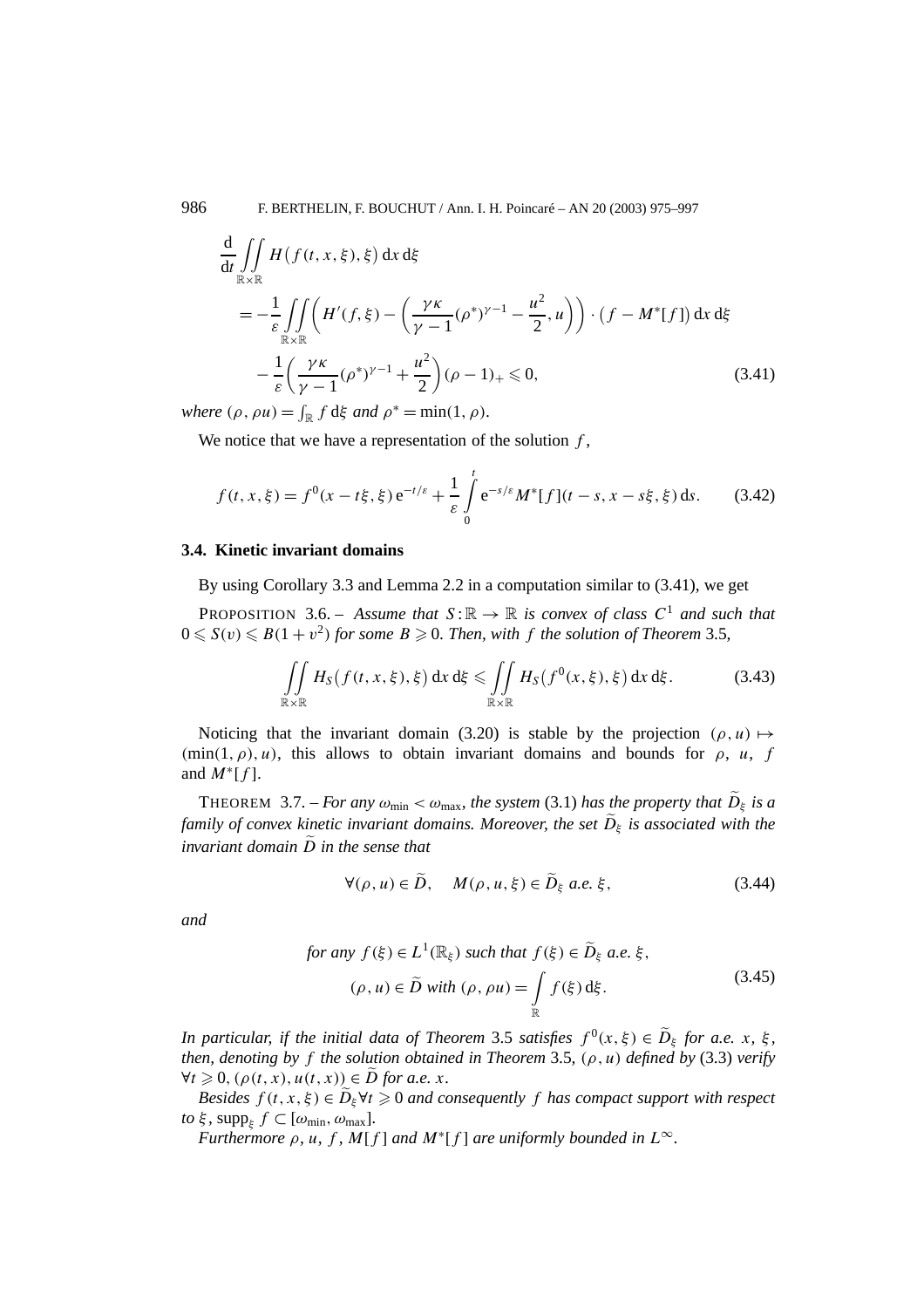$$
\begin{aligned}
&\frac{\mathrm{d}}{\mathrm{d}t} \iint_{\mathbb{R}\times\mathbb{R}} H\big(f(t,x,\xi),\xi\big)\,\mathrm{d}x\,\mathrm{d}\xi \\
&\quad = -\frac{1}{\varepsilon} \iint_{\mathbb{R}\times\mathbb{R}} \left( H'(f,\xi) - \left( \frac{\gamma\kappa}{\gamma-1}(\rho^*)^{\gamma-1} - \frac{u^2}{2}, u \right) \right) \cdot \big(f - M^*[f]\big)\,\mathrm{d}x\,\mathrm{d}\xi \\
&\qquad - \frac{1}{\varepsilon}\left( \frac{\gamma\kappa}{\gamma-1}(\rho^*)^{\gamma-1} + \frac{u^2}{2} \right)(\rho-1)_+ \leqslant 0, \qquad (3.41)
\end{aligned}
$$

*where* $(\rho, \rho u) = \int_{\mathbb{R}} f\,\mathrm{d}\xi$ *and* $\rho^* = \min(1, \rho)$.

We notice that we have a representation of the solution $f$,

$$
f(t,x,\xi) = f^0(x - t\xi, \xi)\,\mathrm{e}^{-t/\varepsilon} + \frac{1}{\varepsilon}\int_0^t \mathrm{e}^{-s/\varepsilon} M^*[f](t-s, x-s\xi, \xi)\,\mathrm{d}s. \qquad (3.42)
$$

### 3.4. Kinetic invariant domains

By using Corollary 3.3 and Lemma 2.2 in a computation similar to (3.41), we get

PROPOSITION 3.6. – *Assume that* $S:\mathbb{R}\to\mathbb{R}$ *is convex of class* $C^1$ *and such that* $0 \leqslant S(v) \leqslant B(1+v^2)$ *for some* $B \geqslant 0$. *Then, with* $f$ *the solution of Theorem* 3.5*,*

$$
\iint_{\mathbb{R}\times\mathbb{R}} H_S\big(f(t,x,\xi),\xi\big)\,\mathrm{d}x\,\mathrm{d}\xi \leqslant \iint_{\mathbb{R}\times\mathbb{R}} H_S\big(f^0(x,\xi),\xi\big)\,\mathrm{d}x\,\mathrm{d}\xi. \qquad (3.43)
$$

Noticing that the invariant domain (3.20) is stable by the projection $(\rho, u) \mapsto (\min(1,\rho), u)$, this allows to obtain invariant domains and bounds for $\rho$, $u$, $f$ and $M^*[f]$.

THEOREM 3.7. – *For any* $\omega_{\min} < \omega_{\max}$*, the system* (3.1) *has the property that* $\widetilde{D}_\xi$ *is a family of convex kinetic invariant domains. Moreover, the set* $\widetilde{D}_\xi$ *is associated with the invariant domain* $\widetilde{D}$ *in the sense that*

$$
\forall (\rho, u) \in \widetilde{D}, \quad M(\rho, u, \xi) \in \widetilde{D}_\xi \text{ a.e. } \xi, \qquad (3.44)
$$

*and*

$$
\begin{gathered}
\text{for any } f(\xi) \in L^1(\mathbb{R}_\xi) \text{ such that } f(\xi) \in \widetilde{D}_\xi \text{ a.e. } \xi, \\
(\rho, u) \in \widetilde{D} \text{ with } (\rho, \rho u) = \int_{\mathbb{R}} f(\xi)\,\mathrm{d}\xi.
\end{gathered} \qquad (3.45)
$$

*In particular, if the initial data of Theorem* 3.5 *satisfies* $f^0(x,\xi) \in \widetilde{D}_\xi$ *for a.e.* $x$*,* $\xi$*, then, denoting by* $f$ *the solution obtained in Theorem* 3.5*,* $(\rho, u)$ *defined by* (3.3) *verify* $\forall t \geqslant 0$*,* $(\rho(t,x), u(t,x)) \in \widetilde{D}$ *for a.e.* $x$.

*Besides* $f(t,x,\xi) \in \widetilde{D}_\xi \forall t \geqslant 0$ *and consequently* $f$ *has compact support with respect to* $\xi$*,* $\mathrm{supp}_\xi\, f \subset [\omega_{\min}, \omega_{\max}]$.

*Furthermore* $\rho$*,* $u$*,* $f$*,* $M[f]$ *and* $M^*[f]$ *are uniformly bounded in* $L^\infty$.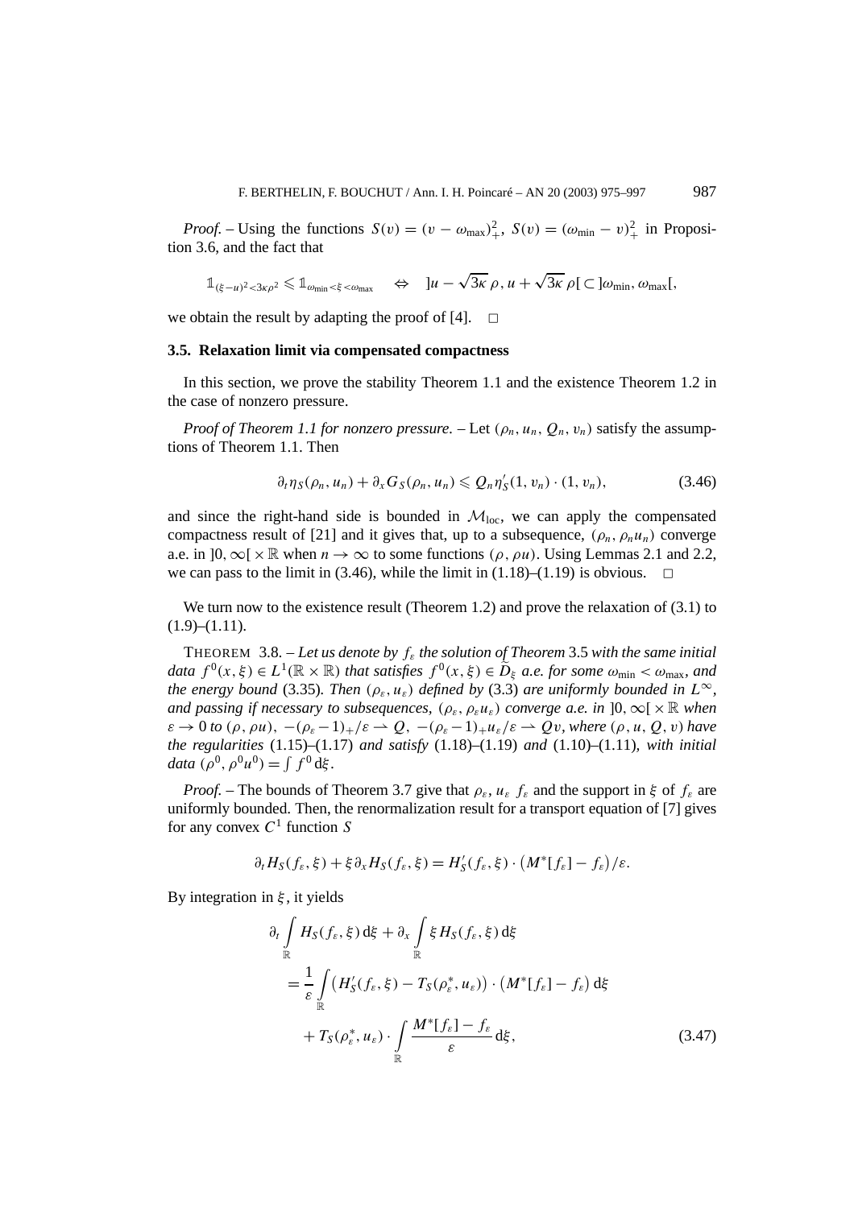*Proof.* – Using the functions $S(v) = (v - \omega_{\max})_+^2$, $S(v) = (\omega_{\min} - v)_+^2$ in Proposition 3.6, and the fact that

$$\mathbb{1}_{(\xi-u)^2<3\kappa\rho^2} \leqslant \mathbb{1}_{\omega_{\min}<\xi<\omega_{\max}} \quad \Leftrightarrow \quad ]u - \sqrt{3\kappa}\,\rho, u + \sqrt{3\kappa}\,\rho[ \subset ]\omega_{\min}, \omega_{\max}[,$$

we obtain the result by adapting the proof of [4]. $\square$

### 3.5. Relaxation limit via compensated compactness

In this section, we prove the stability Theorem 1.1 and the existence Theorem 1.2 in the case of nonzero pressure.

*Proof of Theorem 1.1 for nonzero pressure.* – Let $(\rho_n, u_n, Q_n, v_n)$ satisfy the assumptions of Theorem 1.1. Then

$$\partial_t \eta_S(\rho_n, u_n) + \partial_x G_S(\rho_n, u_n) \leqslant Q_n \eta_S'(1, v_n) \cdot (1, v_n), \tag{3.46}$$

and since the right-hand side is bounded in $\mathcal{M}_{\mathrm{loc}}$, we can apply the compensated compactness result of [21] and it gives that, up to a subsequence, $(\rho_n, \rho_n u_n)$ converge a.e. in $]0, \infty[\times \mathbb{R}$ when $n \to \infty$ to some functions $(\rho, \rho u)$. Using Lemmas 2.1 and 2.2, we can pass to the limit in (3.46), while the limit in (1.18)–(1.19) is obvious. $\square$

We turn now to the existence result (Theorem 1.2) and prove the relaxation of (3.1) to (1.9)–(1.11).

THEOREM 3.8. – *Let us denote by $f_\varepsilon$ the solution of Theorem 3.5 with the same initial data $f^0(x, \xi) \in L^1(\mathbb{R} \times \mathbb{R})$ that satisfies $f^0(x, \xi) \in \widetilde{D}_\xi$ a.e. for some $\omega_{\min} < \omega_{\max}$, and the energy bound (3.35). Then $(\rho_\varepsilon, u_\varepsilon)$ defined by (3.3) are uniformly bounded in $L^\infty$, and passing if necessary to subsequences, $(\rho_\varepsilon, \rho_\varepsilon u_\varepsilon)$ converge a.e. in $]0, \infty[\times \mathbb{R}$ when $\varepsilon \to 0$ to $(\rho, \rho u)$, $-(\rho_\varepsilon - 1)_+/\varepsilon \rightharpoonup Q$, $-(\rho_\varepsilon - 1)_+ u_\varepsilon/\varepsilon \rightharpoonup Qv$, where $(\rho, u, Q, v)$ have the regularities (1.15)–(1.17) and satisfy (1.18)–(1.19) and (1.10)–(1.11), with initial data $(\rho^0, \rho^0 u^0) = \int f^0 \,\mathrm{d}\xi$.*

*Proof.* – The bounds of Theorem 3.7 give that $\rho_\varepsilon$, $u_\varepsilon$ $f_\varepsilon$ and the support in $\xi$ of $f_\varepsilon$ are uniformly bounded. Then, the renormalization result for a transport equation of [7] gives for any convex $C^1$ function $S$

$$\partial_t H_S(f_\varepsilon, \xi) + \xi \partial_x H_S(f_\varepsilon, \xi) = H_S'(f_\varepsilon, \xi) \cdot \big(M^*[f_\varepsilon] - f_\varepsilon\big)/\varepsilon.$$

By integration in $\xi$, it yields

$$\begin{aligned}
&\partial_t \int_{\mathbb{R}} H_S(f_\varepsilon, \xi)\,\mathrm{d}\xi + \partial_x \int_{\mathbb{R}} \xi H_S(f_\varepsilon, \xi)\,\mathrm{d}\xi \\
&\quad = \frac{1}{\varepsilon} \int_{\mathbb{R}} \big(H_S'(f_\varepsilon, \xi) - T_S(\rho_\varepsilon^*, u_\varepsilon)\big) \cdot \big(M^*[f_\varepsilon] - f_\varepsilon\big)\,\mathrm{d}\xi \\
&\qquad + T_S(\rho_\varepsilon^*, u_\varepsilon) \cdot \int_{\mathbb{R}} \frac{M^*[f_\varepsilon] - f_\varepsilon}{\varepsilon}\,\mathrm{d}\xi,
\end{aligned} \tag{3.47}$$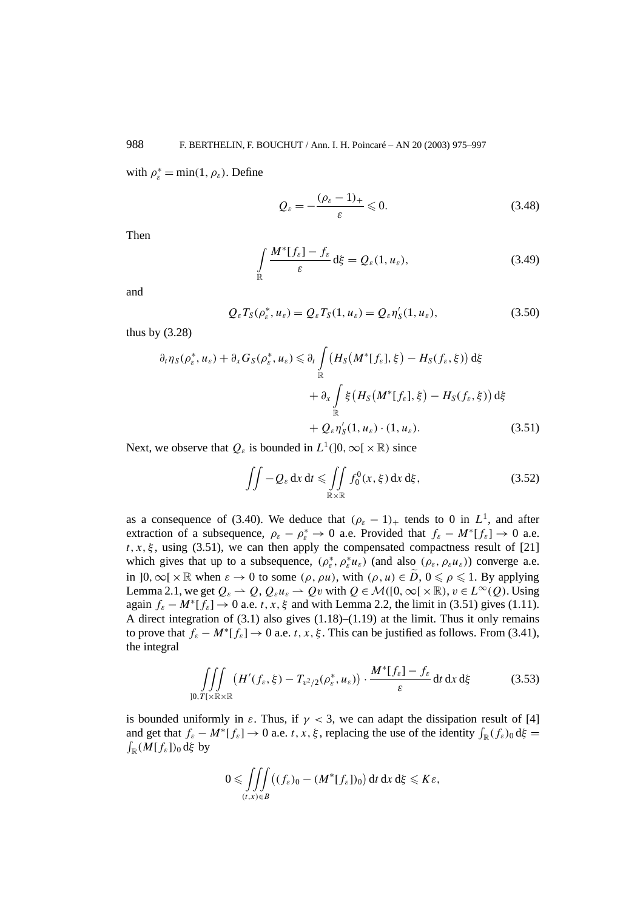with $\rho_\varepsilon^* = \min(1, \rho_\varepsilon)$. Define

$$Q_\varepsilon = -\frac{(\rho_\varepsilon - 1)_+}{\varepsilon} \leqslant 0. \tag{3.48}$$

Then

$$\int_{\mathbb{R}} \frac{M^*[f_\varepsilon] - f_\varepsilon}{\varepsilon} \, \mathrm{d}\xi = Q_\varepsilon(1, u_\varepsilon), \tag{3.49}$$

and

$$Q_\varepsilon T_S(\rho_\varepsilon^*, u_\varepsilon) = Q_\varepsilon T_S(1, u_\varepsilon) = Q_\varepsilon \eta_S'(1, u_\varepsilon), \tag{3.50}$$

thus by (3.28)

$$\begin{aligned}
\partial_t \eta_S(\rho_\varepsilon^*, u_\varepsilon) + \partial_x G_S(\rho_\varepsilon^*, u_\varepsilon) \leqslant{}& \partial_t \int_{\mathbb{R}} \big(H_S\big(M^*[f_\varepsilon], \xi\big) - H_S(f_\varepsilon, \xi)\big) \, \mathrm{d}\xi \\
&+ \partial_x \int_{\mathbb{R}} \xi \big(H_S\big(M^*[f_\varepsilon], \xi\big) - H_S(f_\varepsilon, \xi)\big) \, \mathrm{d}\xi \\
&+ Q_\varepsilon \eta_S'(1, u_\varepsilon) \cdot (1, u_\varepsilon).
\end{aligned} \tag{3.51}$$

Next, we observe that $Q_\varepsilon$ is bounded in $L^1(]0, \infty[ \times \mathbb{R})$ since

$$\iint -Q_\varepsilon \, \mathrm{d}x \, \mathrm{d}t \leqslant \iint_{\mathbb{R}\times\mathbb{R}} f_0^0(x, \xi) \, \mathrm{d}x \, \mathrm{d}\xi, \tag{3.52}$$

as a consequence of (3.40). We deduce that $(\rho_\varepsilon - 1)_+$ tends to 0 in $L^1$, and after extraction of a subsequence, $\rho_\varepsilon - \rho_\varepsilon^* \to 0$ a.e. Provided that $f_\varepsilon - M^*[f_\varepsilon] \to 0$ a.e. $t, x, \xi$, using (3.51), we can then apply the compensated compactness result of [21] which gives that up to a subsequence, $(\rho_\varepsilon^*, \rho_\varepsilon^* u_\varepsilon)$ (and also $(\rho_\varepsilon, \rho_\varepsilon u_\varepsilon)$) converge a.e. in $]0, \infty[ \times \mathbb{R}$ when $\varepsilon \to 0$ to some $(\rho, \rho u)$, with $(\rho, u) \in \widetilde{D}$, $0 \leqslant \rho \leqslant 1$. By applying Lemma 2.1, we get $Q_\varepsilon \rightharpoonup Q$, $Q_\varepsilon u_\varepsilon \rightharpoonup Qv$ with $Q \in \mathcal{M}([0, \infty[ \times \mathbb{R})$, $v \in L^\infty(Q)$. Using again $f_\varepsilon - M^*[f_\varepsilon] \to 0$ a.e. $t, x, \xi$ and with Lemma 2.2, the limit in (3.51) gives (1.11). A direct integration of (3.1) also gives (1.18)–(1.19) at the limit. Thus it only remains to prove that $f_\varepsilon - M^*[f_\varepsilon] \to 0$ a.e. $t, x, \xi$. This can be justified as follows. From (3.41), the integral

$$\iiint_{]0,T[\times\mathbb{R}\times\mathbb{R}} \big(H'(f_\varepsilon, \xi) - T_{v^2/2}(\rho_\varepsilon^*, u_\varepsilon)\big) \cdot \frac{M^*[f_\varepsilon] - f_\varepsilon}{\varepsilon} \, \mathrm{d}t \, \mathrm{d}x \, \mathrm{d}\xi \tag{3.53}$$

is bounded uniformly in $\varepsilon$. Thus, if $\gamma < 3$, we can adapt the dissipation result of [4] and get that $f_\varepsilon - M^*[f_\varepsilon] \to 0$ a.e. $t, x, \xi$, replacing the use of the identity $\int_{\mathbb{R}} (f_\varepsilon)_0 \, \mathrm{d}\xi = \int_{\mathbb{R}} (M[f_\varepsilon])_0 \, \mathrm{d}\xi$ by

$$0 \leqslant \iiint_{(t,x)\in B} \big((f_\varepsilon)_0 - (M^*[f_\varepsilon])_0\big) \, \mathrm{d}t \, \mathrm{d}x \, \mathrm{d}\xi \leqslant K\varepsilon,$$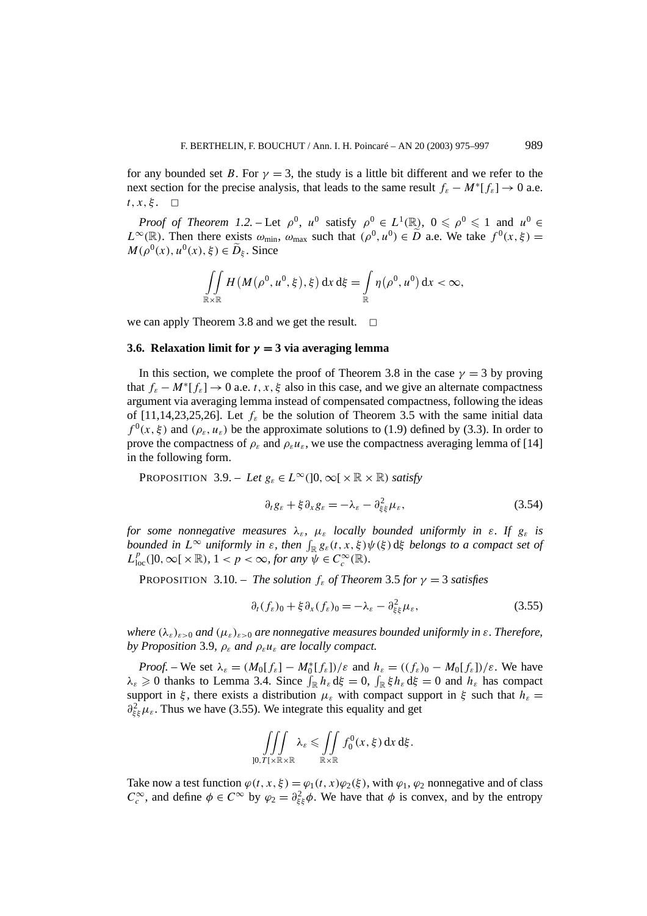for any bounded set $B$. For $\gamma = 3$, the study is a little bit different and we refer to the next section for the precise analysis, that leads to the same result $f_\varepsilon - M^*[f_\varepsilon] \to 0$ a.e. $t, x, \xi$. $\square$

*Proof of Theorem 1.2.* – Let $\rho^0$, $u^0$ satisfy $\rho^0 \in L^1(\mathbb{R})$, $0 \leqslant \rho^0 \leqslant 1$ and $u^0 \in L^\infty(\mathbb{R})$. Then there exists $\omega_{\min}$, $\omega_{\max}$ such that $(\rho^0, u^0) \in \widetilde{D}$ a.e. We take $f^0(x, \xi) = M(\rho^0(x), u^0(x), \xi) \in \widetilde{D}_\xi$. Since

$$\iint_{\mathbb{R}\times\mathbb{R}} H\big(M(\rho^0, u^0, \xi), \xi\big)\,\mathrm{d}x\,\mathrm{d}\xi = \int_{\mathbb{R}} \eta(\rho^0, u^0)\,\mathrm{d}x < \infty,$$

we can apply Theorem 3.8 and we get the result. $\square$

### 3.6. Relaxation limit for $\gamma = 3$ via averaging lemma

In this section, we complete the proof of Theorem 3.8 in the case $\gamma = 3$ by proving that $f_\varepsilon - M^*[f_\varepsilon] \to 0$ a.e. $t, x, \xi$ also in this case, and we give an alternate compactness argument via averaging lemma instead of compensated compactness, following the ideas of [11,14,23,25,26]. Let $f_\varepsilon$ be the solution of Theorem 3.5 with the same initial data $f^0(x, \xi)$ and $(\rho_\varepsilon, u_\varepsilon)$ be the approximate solutions to (1.9) defined by (3.3). In order to prove the compactness of $\rho_\varepsilon$ and $\rho_\varepsilon u_\varepsilon$, we use the compactness averaging lemma of [14] in the following form.

PROPOSITION 3.9. – *Let $g_\varepsilon \in L^\infty(]0,\infty[\times\mathbb{R}\times\mathbb{R})$ satisfy*

$$\partial_t g_\varepsilon + \xi\,\partial_x g_\varepsilon = -\lambda_\varepsilon - \partial^2_{\xi\xi}\mu_\varepsilon, \tag{3.54}$$

*for some nonnegative measures $\lambda_\varepsilon$, $\mu_\varepsilon$ locally bounded uniformly in $\varepsilon$. If $g_\varepsilon$ is bounded in $L^\infty$ uniformly in $\varepsilon$, then $\int_{\mathbb{R}} g_\varepsilon(t, x, \xi)\psi(\xi)\,\mathrm{d}\xi$ belongs to a compact set of $L^p_{\mathrm{loc}}(]0,\infty[\times\mathbb{R})$, $1 < p < \infty$, for any $\psi \in C^\infty_c(\mathbb{R})$.*

PROPOSITION 3.10. – *The solution $f_\varepsilon$ of Theorem 3.5 for $\gamma = 3$ satisfies*

$$\partial_t (f_\varepsilon)_0 + \xi\,\partial_x (f_\varepsilon)_0 = -\lambda_\varepsilon - \partial^2_{\xi\xi}\mu_\varepsilon, \tag{3.55}$$

*where $(\lambda_\varepsilon)_{\varepsilon>0}$ and $(\mu_\varepsilon)_{\varepsilon>0}$ are nonnegative measures bounded uniformly in $\varepsilon$. Therefore, by Proposition 3.9, $\rho_\varepsilon$ and $\rho_\varepsilon u_\varepsilon$ are locally compact.*

*Proof.* – We set $\lambda_\varepsilon = (M_0[f_\varepsilon] - M_0^*[f_\varepsilon])/\varepsilon$ and $h_\varepsilon = ((f_\varepsilon)_0 - M_0[f_\varepsilon])/\varepsilon$. We have $\lambda_\varepsilon \geqslant 0$ thanks to Lemma 3.4. Since $\int_{\mathbb{R}} h_\varepsilon\,\mathrm{d}\xi = 0$, $\int_{\mathbb{R}} \xi h_\varepsilon\,\mathrm{d}\xi = 0$ and $h_\varepsilon$ has compact support in $\xi$, there exists a distribution $\mu_\varepsilon$ with compact support in $\xi$ such that $h_\varepsilon = \partial^2_{\xi\xi}\mu_\varepsilon$. Thus we have (3.55). We integrate this equality and get

$$\iiint_{]0,T[\times\mathbb{R}\times\mathbb{R}} \lambda_\varepsilon \leqslant \iint_{\mathbb{R}\times\mathbb{R}} f^0_0(x, \xi)\,\mathrm{d}x\,\mathrm{d}\xi.$$

Take now a test function $\varphi(t, x, \xi) = \varphi_1(t, x)\varphi_2(\xi)$, with $\varphi_1$, $\varphi_2$ nonnegative and of class $C^\infty_c$, and define $\phi \in C^\infty$ by $\varphi_2 = \partial^2_{\xi\xi}\phi$. We have that $\phi$ is convex, and by the entropy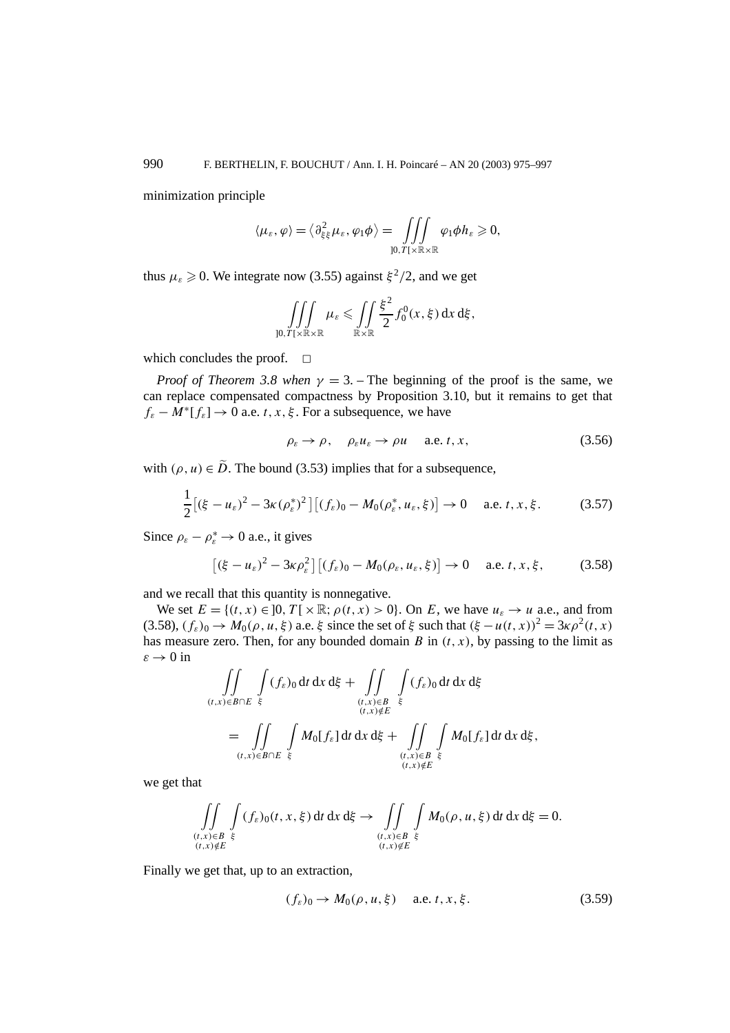minimization principle

$$\langle \mu_\varepsilon, \varphi \rangle = \langle \partial^2_{\xi\xi} \mu_\varepsilon, \varphi_1 \phi \rangle = \iiint\limits_{]0,T[\times\mathbb{R}\times\mathbb{R}} \varphi_1 \phi h_\varepsilon \geqslant 0,$$

thus $\mu_\varepsilon \geqslant 0$. We integrate now (3.55) against $\xi^2/2$, and we get

$$\iiint\limits_{]0,T[\times\mathbb{R}\times\mathbb{R}} \mu_\varepsilon \leqslant \iint\limits_{\mathbb{R}\times\mathbb{R}} \frac{\xi^2}{2} f_0^0(x,\xi)\,\mathrm{d}x\,\mathrm{d}\xi,$$

which concludes the proof. $\square$

*Proof of Theorem 3.8 when $\gamma = 3$.* – The beginning of the proof is the same, we can replace compensated compactness by Proposition 3.10, but it remains to get that $f_\varepsilon - M^*[f_\varepsilon] \to 0$ a.e. $t, x, \xi$. For a subsequence, we have

$$\rho_\varepsilon \to \rho, \quad \rho_\varepsilon u_\varepsilon \to \rho u \quad \text{a.e. } t, x, \tag{3.56}$$

with $(\rho, u) \in \widetilde{D}$. The bound (3.53) implies that for a subsequence,

$$\frac{1}{2}\big[(\xi - u_\varepsilon)^2 - 3\kappa(\rho_\varepsilon^*)^2\big]\big[(f_\varepsilon)_0 - M_0(\rho_\varepsilon^*, u_\varepsilon, \xi)\big] \to 0 \quad \text{a.e. } t, x, \xi. \tag{3.57}$$

Since $\rho_\varepsilon - \rho_\varepsilon^* \to 0$ a.e., it gives

$$\big[(\xi - u_\varepsilon)^2 - 3\kappa\rho_\varepsilon^2\big]\big[(f_\varepsilon)_0 - M_0(\rho_\varepsilon, u_\varepsilon, \xi)\big] \to 0 \quad \text{a.e. } t, x, \xi, \tag{3.58}$$

and we recall that this quantity is nonnegative.

We set $E = \{(t,x) \in ]0,T[\times\mathbb{R};\, \rho(t,x) > 0\}$. On $E$, we have $u_\varepsilon \to u$ a.e., and from (3.58), $(f_\varepsilon)_0 \to M_0(\rho, u, \xi)$ a.e. $\xi$ since the set of $\xi$ such that $(\xi - u(t,x))^2 = 3\kappa\rho^2(t,x)$ has measure zero. Then, for any bounded domain $B$ in $(t,x)$, by passing to the limit as $\varepsilon \to 0$ in

$$\begin{aligned}
&\iint\limits_{(t,x)\in B\cap E} \int\limits_\xi (f_\varepsilon)_0 \,\mathrm{d}t\,\mathrm{d}x\,\mathrm{d}\xi + \iint\limits_{\substack{(t,x)\in B\\(t,x)\notin E}} \int\limits_\xi (f_\varepsilon)_0 \,\mathrm{d}t\,\mathrm{d}x\,\mathrm{d}\xi \\
&\quad = \iint\limits_{(t,x)\in B\cap E} \int\limits_\xi M_0[f_\varepsilon] \,\mathrm{d}t\,\mathrm{d}x\,\mathrm{d}\xi + \iint\limits_{\substack{(t,x)\in B\\(t,x)\notin E}} \int\limits_\xi M_0[f_\varepsilon] \,\mathrm{d}t\,\mathrm{d}x\,\mathrm{d}\xi,
\end{aligned}$$

we get that

$$\iint\limits_{\substack{(t,x)\in B\\(t,x)\notin E}} \int\limits_\xi (f_\varepsilon)_0(t,x,\xi)\,\mathrm{d}t\,\mathrm{d}x\,\mathrm{d}\xi \to \iint\limits_{\substack{(t,x)\in B\\(t,x)\notin E}} \int\limits_\xi M_0(\rho,u,\xi)\,\mathrm{d}t\,\mathrm{d}x\,\mathrm{d}\xi = 0.$$

Finally we get that, up to an extraction,

$$(f_\varepsilon)_0 \to M_0(\rho, u, \xi) \quad \text{a.e. } t, x, \xi. \tag{3.59}$$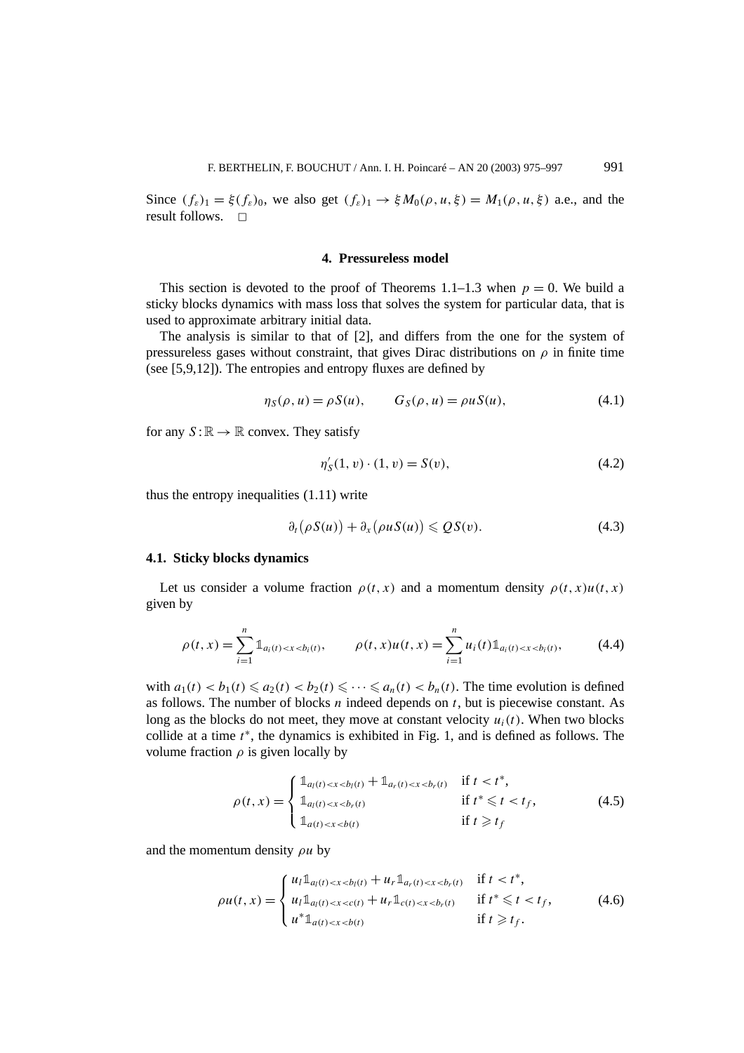Since $(f_\varepsilon)_1 = \xi(f_\varepsilon)_0$, we also get $(f_\varepsilon)_1 \to \xi M_0(\rho, u, \xi) = M_1(\rho, u, \xi)$ a.e., and the result follows. $\square$

## 4. Pressureless model

This section is devoted to the proof of Theorems 1.1–1.3 when $p = 0$. We build a sticky blocks dynamics with mass loss that solves the system for particular data, that is used to approximate arbitrary initial data.

The analysis is similar to that of [2], and differs from the one for the system of pressureless gases without constraint, that gives Dirac distributions on $\rho$ in finite time (see [5,9,12]). The entropies and entropy fluxes are defined by

$$\eta_S(\rho, u) = \rho S(u), \qquad G_S(\rho, u) = \rho u S(u), \tag{4.1}$$

for any $S : \mathbb{R} \to \mathbb{R}$ convex. They satisfy

$$\eta_S'(1, v) \cdot (1, v) = S(v), \tag{4.2}$$

thus the entropy inequalities (1.11) write

$$\partial_t\big(\rho S(u)\big) + \partial_x\big(\rho u S(u)\big) \leqslant Q S(v). \tag{4.3}$$

### 4.1. Sticky blocks dynamics

Let us consider a volume fraction $\rho(t, x)$ and a momentum density $\rho(t, x)u(t, x)$ given by

$$\rho(t, x) = \sum_{i=1}^{n} \mathbb{1}_{a_i(t) < x < b_i(t)}, \qquad \rho(t, x)u(t, x) = \sum_{i=1}^{n} u_i(t)\mathbb{1}_{a_i(t) < x < b_i(t)}, \tag{4.4}$$

with $a_1(t) < b_1(t) \leqslant a_2(t) < b_2(t) \leqslant \cdots \leqslant a_n(t) < b_n(t)$. The time evolution is defined as follows. The number of blocks $n$ indeed depends on $t$, but is piecewise constant. As long as the blocks do not meet, they move at constant velocity $u_i(t)$. When two blocks collide at a time $t^*$, the dynamics is exhibited in Fig. 1, and is defined as follows. The volume fraction $\rho$ is given locally by

$$\rho(t, x) = \begin{cases} \mathbb{1}_{a_l(t) < x < b_l(t)} + \mathbb{1}_{a_r(t) < x < b_r(t)} & \text{if } t < t^*, \\ \mathbb{1}_{a_l(t) < x < b_r(t)} & \text{if } t^* \leqslant t < t_f, \\ \mathbb{1}_{a(t) < x < b(t)} & \text{if } t \geqslant t_f \end{cases} \tag{4.5}$$

and the momentum density $\rho u$ by

$$\rho u(t, x) = \begin{cases} u_l \mathbb{1}_{a_l(t) < x < b_l(t)} + u_r \mathbb{1}_{a_r(t) < x < b_r(t)} & \text{if } t < t^*, \\ u_l \mathbb{1}_{a_l(t) < x < c(t)} + u_r \mathbb{1}_{c(t) < x < b_r(t)} & \text{if } t^* \leqslant t < t_f, \\ u^* \mathbb{1}_{a(t) < x < b(t)} & \text{if } t \geqslant t_f. \end{cases} \tag{4.6}$$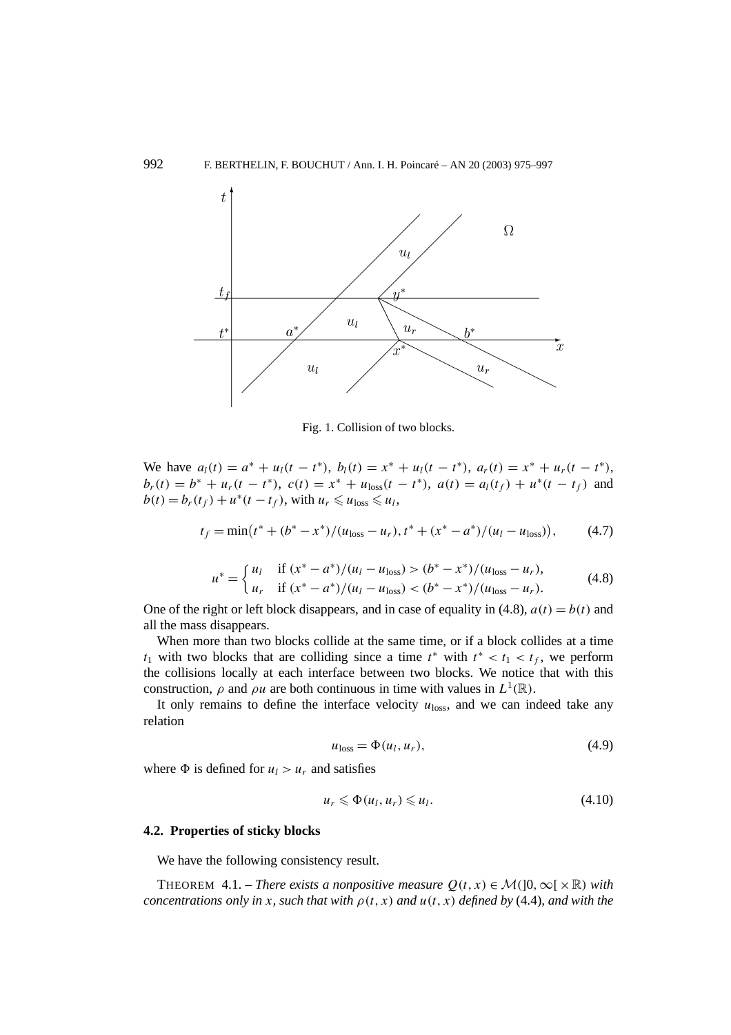Fig. 1. Collision of two blocks.

We have $a_l(t) = a^* + u_l(t - t^*)$, $b_l(t) = x^* + u_l(t - t^*)$, $a_r(t) = x^* + u_r(t - t^*)$, $b_r(t) = b^* + u_r(t - t^*)$, $c(t) = x^* + u_{\text{loss}}(t - t^*)$, $a(t) = a_l(t_f) + u^*(t - t_f)$ and $b(t) = b_r(t_f) + u^*(t - t_f)$, with $u_r \leqslant u_{\text{loss}} \leqslant u_l$,

$$t_f = \min\bigl(t^* + (b^* - x^*)/(u_{\text{loss}} - u_r), t^* + (x^* - a^*)/(u_l - u_{\text{loss}})\bigr), \tag{4.7}$$

$$u^* = \begin{cases} u_l & \text{if } (x^* - a^*)/(u_l - u_{\text{loss}}) > (b^* - x^*)/(u_{\text{loss}} - u_r), \\ u_r & \text{if } (x^* - a^*)/(u_l - u_{\text{loss}}) < (b^* - x^*)/(u_{\text{loss}} - u_r). \end{cases} \tag{4.8}$$

One of the right or left block disappears, and in case of equality in (4.8), $a(t) = b(t)$ and all the mass disappears.

When more than two blocks collide at the same time, or if a block collides at a time $t_1$ with two blocks that are colliding since a time $t^*$ with $t^* < t_1 < t_f$, we perform the collisions locally at each interface between two blocks. We notice that with this construction, $\rho$ and $\rho u$ are both continuous in time with values in $L^1(\mathbb{R})$.

It only remains to define the interface velocity $u_{\text{loss}}$, and we can indeed take any relation

$$u_{\text{loss}} = \Phi(u_l, u_r), \tag{4.9}$$

where $\Phi$ is defined for $u_l > u_r$ and satisfies

$$u_r \leqslant \Phi(u_l, u_r) \leqslant u_l. \tag{4.10}$$

### 4.2. Properties of sticky blocks

We have the following consistency result.

THEOREM 4.1. – *There exists a nonpositive measure $Q(t,x) \in \mathcal{M}(]0,\infty[\times\mathbb{R})$ with concentrations only in $x$, such that with $\rho(t,x)$ and $u(t,x)$ defined by* (4.4)*, and with the*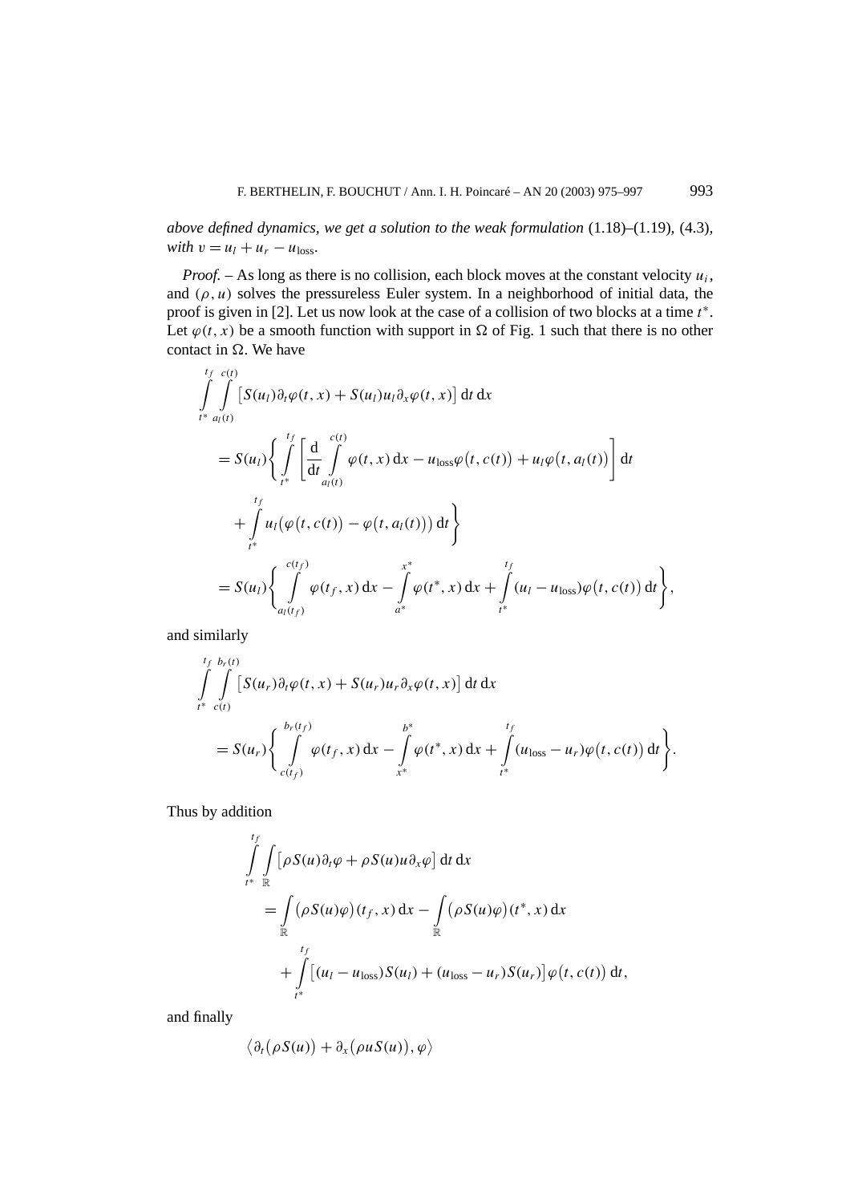*above defined dynamics, we get a solution to the weak formulation* (1.18)–(1.19), (4.3), *with* $v = u_l + u_r - u_{\text{loss}}$.

*Proof.* – As long as there is no collision, each block moves at the constant velocity $u_i$, and $(\rho, u)$ solves the pressureless Euler system. In a neighborhood of initial data, the proof is given in [2]. Let us now look at the case of a collision of two blocks at a time $t^*$. Let $\varphi(t,x)$ be a smooth function with support in $\Omega$ of Fig. 1 such that there is no other contact in $\Omega$. We have

$$
\begin{aligned}
&\int_{t^*}^{t_f}\int_{a_l(t)}^{c(t)} \big[S(u_l)\partial_t\varphi(t,x) + S(u_l)u_l\partial_x\varphi(t,x)\big]\,\mathrm{d}t\,\mathrm{d}x \\
&= S(u_l)\Bigg\{\int_{t^*}^{t_f}\Bigg[\frac{\mathrm{d}}{\mathrm{d}t}\int_{a_l(t)}^{c(t)}\varphi(t,x)\,\mathrm{d}x - u_{\text{loss}}\varphi\big(t,c(t)\big) + u_l\varphi\big(t,a_l(t)\big)\Bigg]\,\mathrm{d}t \\
&\quad + \int_{t^*}^{t_f} u_l\big(\varphi\big(t,c(t)\big) - \varphi\big(t,a_l(t)\big)\big)\,\mathrm{d}t\Bigg\} \\
&= S(u_l)\Bigg\{\int_{a_l(t_f)}^{c(t_f)}\varphi(t_f,x)\,\mathrm{d}x - \int_{a^*}^{x^*}\varphi(t^*,x)\,\mathrm{d}x + \int_{t^*}^{t_f}(u_l - u_{\text{loss}})\varphi\big(t,c(t)\big)\,\mathrm{d}t\Bigg\},
\end{aligned}
$$

and similarly

$$
\begin{aligned}
&\int_{t^*}^{t_f}\int_{c(t)}^{b_r(t)} \big[S(u_r)\partial_t\varphi(t,x) + S(u_r)u_r\partial_x\varphi(t,x)\big]\,\mathrm{d}t\,\mathrm{d}x \\
&= S(u_r)\Bigg\{\int_{c(t_f)}^{b_r(t_f)}\varphi(t_f,x)\,\mathrm{d}x - \int_{x^*}^{b^*}\varphi(t^*,x)\,\mathrm{d}x + \int_{t^*}^{t_f}(u_{\text{loss}} - u_r)\varphi\big(t,c(t)\big)\,\mathrm{d}t\Bigg\}.
\end{aligned}
$$

Thus by addition

$$
\begin{aligned}
\int_{t^*}^{t_f}\int_{\mathbb{R}} &\big[\rho S(u)\partial_t\varphi + \rho S(u)u\partial_x\varphi\big]\,\mathrm{d}t\,\mathrm{d}x \\
&= \int_{\mathbb{R}}\big(\rho S(u)\varphi\big)(t_f,x)\,\mathrm{d}x - \int_{\mathbb{R}}\big(\rho S(u)\varphi\big)(t^*,x)\,\mathrm{d}x \\
&\quad + \int_{t^*}^{t_f}\big[(u_l - u_{\text{loss}})S(u_l) + (u_{\text{loss}} - u_r)S(u_r)\big]\varphi\big(t,c(t)\big)\,\mathrm{d}t,
\end{aligned}
$$

and finally

$$
\big\langle \partial_t\big(\rho S(u)\big) + \partial_x\big(\rho u S(u)\big), \varphi\big\rangle
$$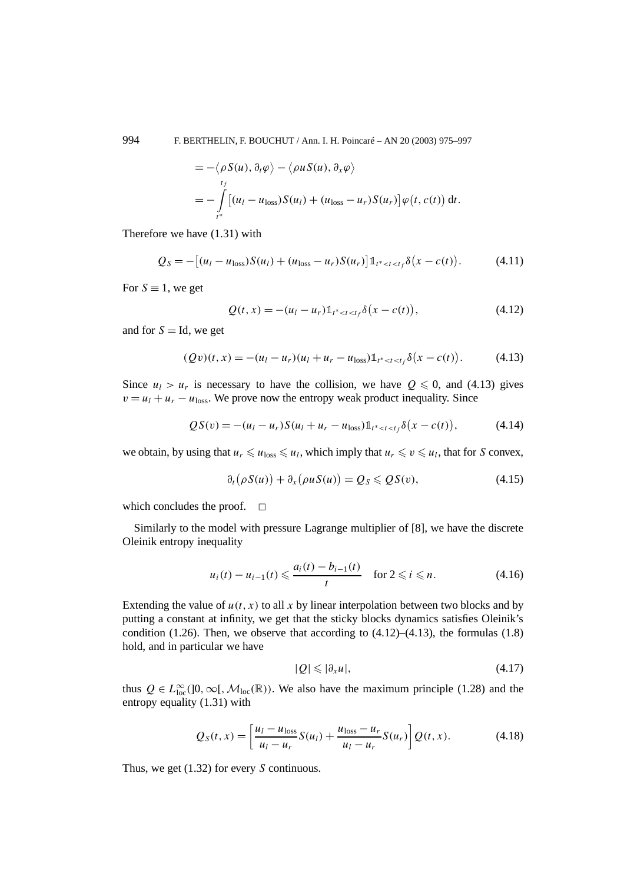$$
\begin{aligned}
&= -\langle \rho S(u), \partial_t \varphi \rangle - \langle \rho u S(u), \partial_x \varphi \rangle \\
&= -\int_{t^*}^{t_f} \big[(u_l - u_{\text{loss}}) S(u_l) + (u_{\text{loss}} - u_r) S(u_r)\big] \varphi\big(t, c(t)\big)\, \mathrm{d}t.
\end{aligned}
$$

Therefore we have (1.31) with

$$
Q_S = -\big[(u_l - u_{\text{loss}}) S(u_l) + (u_{\text{loss}} - u_r) S(u_r)\big] \mathbb{1}_{t^* < t < t_f} \delta\big(x - c(t)\big). \tag{4.11}
$$

For $S \equiv 1$, we get

$$
Q(t,x) = -(u_l - u_r) \mathbb{1}_{t^* < t < t_f} \delta\big(x - c(t)\big), \tag{4.12}
$$

and for $S = \mathrm{Id}$, we get

$$
(Qv)(t,x) = -(u_l - u_r)(u_l + u_r - u_{\text{loss}}) \mathbb{1}_{t^* < t < t_f} \delta\big(x - c(t)\big). \tag{4.13}
$$

Since $u_l > u_r$ is necessary to have the collision, we have $Q \leqslant 0$, and (4.13) gives $v = u_l + u_r - u_{\text{loss}}$. We prove now the entropy weak product inequality. Since

$$
QS(v) = -(u_l - u_r) S(u_l + u_r - u_{\text{loss}}) \mathbb{1}_{t^* < t < t_f} \delta\big(x - c(t)\big), \tag{4.14}
$$

we obtain, by using that $u_r \leqslant u_{\text{loss}} \leqslant u_l$, which imply that $u_r \leqslant v \leqslant u_l$, that for $S$ convex,

$$
\partial_t\big(\rho S(u)\big) + \partial_x\big(\rho u S(u)\big) = Q_S \leqslant QS(v), \tag{4.15}
$$

which concludes the proof. $\square$

Similarly to the model with pressure Lagrange multiplier of [8], we have the discrete Oleinik entropy inequality

$$
u_i(t) - u_{i-1}(t) \leqslant \frac{a_i(t) - b_{i-1}(t)}{t} \quad \text{for } 2 \leqslant i \leqslant n. \tag{4.16}
$$

Extending the value of $u(t,x)$ to all $x$ by linear interpolation between two blocks and by putting a constant at infinity, we get that the sticky blocks dynamics satisfies Oleinik's condition (1.26). Then, we observe that according to (4.12)–(4.13), the formulas (1.8) hold, and in particular we have

$$
|Q| \leqslant |\partial_x u|, \tag{4.17}
$$

thus $Q \in L^\infty_{\text{loc}}(]0,\infty[, \mathcal{M}_{\text{loc}}(\mathbb{R}))$. We also have the maximum principle (1.28) and the entropy equality (1.31) with

$$
Q_S(t,x) = \left[\frac{u_l - u_{\text{loss}}}{u_l - u_r} S(u_l) + \frac{u_{\text{loss}} - u_r}{u_l - u_r} S(u_r)\right] Q(t,x). \tag{4.18}
$$

Thus, we get (1.32) for every $S$ continuous.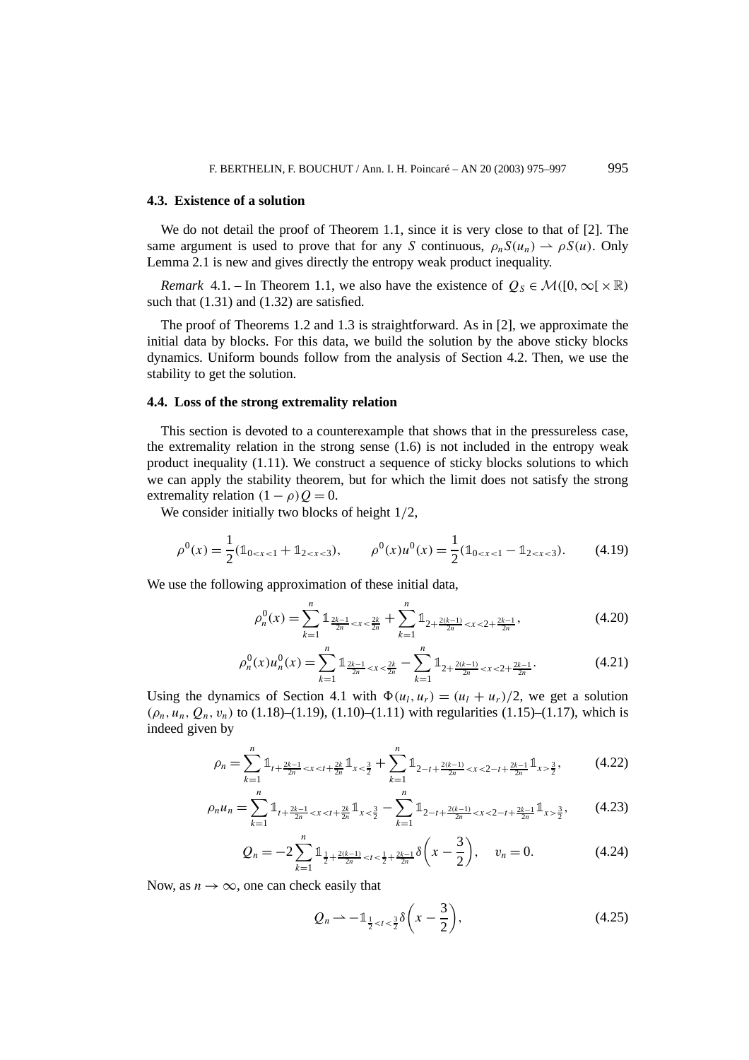### 4.3. Existence of a solution

We do not detail the proof of Theorem 1.1, since it is very close to that of [2]. The same argument is used to prove that for any $S$ continuous, $\rho_n S(u_n) \rightharpoonup \rho S(u)$. Only Lemma 2.1 is new and gives directly the entropy weak product inequality.

*Remark* 4.1. – In Theorem 1.1, we also have the existence of $Q_S \in \mathcal{M}([0,\infty[\times\mathbb{R})$ such that (1.31) and (1.32) are satisfied.

The proof of Theorems 1.2 and 1.3 is straightforward. As in [2], we approximate the initial data by blocks. For this data, we build the solution by the above sticky blocks dynamics. Uniform bounds follow from the analysis of Section 4.2. Then, we use the stability to get the solution.

### 4.4. Loss of the strong extremality relation

This section is devoted to a counterexample that shows that in the pressureless case, the extremality relation in the strong sense (1.6) is not included in the entropy weak product inequality (1.11). We construct a sequence of sticky blocks solutions to which we can apply the stability theorem, but for which the limit does not satisfy the strong extremality relation $(1-\rho)Q = 0$.

We consider initially two blocks of height $1/2$,

$$\rho^0(x) = \frac{1}{2}(\mathbb{1}_{0<x<1} + \mathbb{1}_{2<x<3}), \qquad \rho^0(x)u^0(x) = \frac{1}{2}(\mathbb{1}_{0<x<1} - \mathbb{1}_{2<x<3}). \tag{4.19}$$

We use the following approximation of these initial data,

$$\rho_n^0(x) = \sum_{k=1}^{n} \mathbb{1}_{\frac{2k-1}{2n}<x<\frac{2k}{2n}} + \sum_{k=1}^{n} \mathbb{1}_{2+\frac{2(k-1)}{2n}<x<2+\frac{2k-1}{2n}}, \tag{4.20}$$

$$\rho_n^0(x)u_n^0(x) = \sum_{k=1}^{n} \mathbb{1}_{\frac{2k-1}{2n}<x<\frac{2k}{2n}} - \sum_{k=1}^{n} \mathbb{1}_{2+\frac{2(k-1)}{2n}<x<2+\frac{2k-1}{2n}}. \tag{4.21}$$

Using the dynamics of Section 4.1 with $\Phi(u_l, u_r) = (u_l + u_r)/2$, we get a solution $(\rho_n, u_n, Q_n, v_n)$ to (1.18)–(1.19), (1.10)–(1.11) with regularities (1.15)–(1.17), which is indeed given by

$$\rho_n = \sum_{k=1}^{n} \mathbb{1}_{t+\frac{2k-1}{2n}<x<t+\frac{2k}{2n}} \mathbb{1}_{x<\frac{3}{2}} + \sum_{k=1}^{n} \mathbb{1}_{2-t+\frac{2(k-1)}{2n}<x<2-t+\frac{2k-1}{2n}} \mathbb{1}_{x>\frac{3}{2}}, \tag{4.22}$$

$$\rho_n u_n = \sum_{k=1}^{n} \mathbb{1}_{t+\frac{2k-1}{2n}<x<t+\frac{2k}{2n}} \mathbb{1}_{x<\frac{3}{2}} - \sum_{k=1}^{n} \mathbb{1}_{2-t+\frac{2(k-1)}{2n}<x<2-t+\frac{2k-1}{2n}} \mathbb{1}_{x>\frac{3}{2}}, \tag{4.23}$$

$$Q_n = -2\sum_{k=1}^{n} \mathbb{1}_{\frac{1}{2}+\frac{2(k-1)}{2n}<t<\frac{1}{2}+\frac{2k-1}{2n}} \delta\left(x - \frac{3}{2}\right), \quad v_n = 0. \tag{4.24}$$

Now, as $n \to \infty$, one can check easily that

$$Q_n \rightharpoonup -\mathbb{1}_{\frac{1}{2}<t<\frac{3}{2}} \delta\left(x - \frac{3}{2}\right), \tag{4.25}$$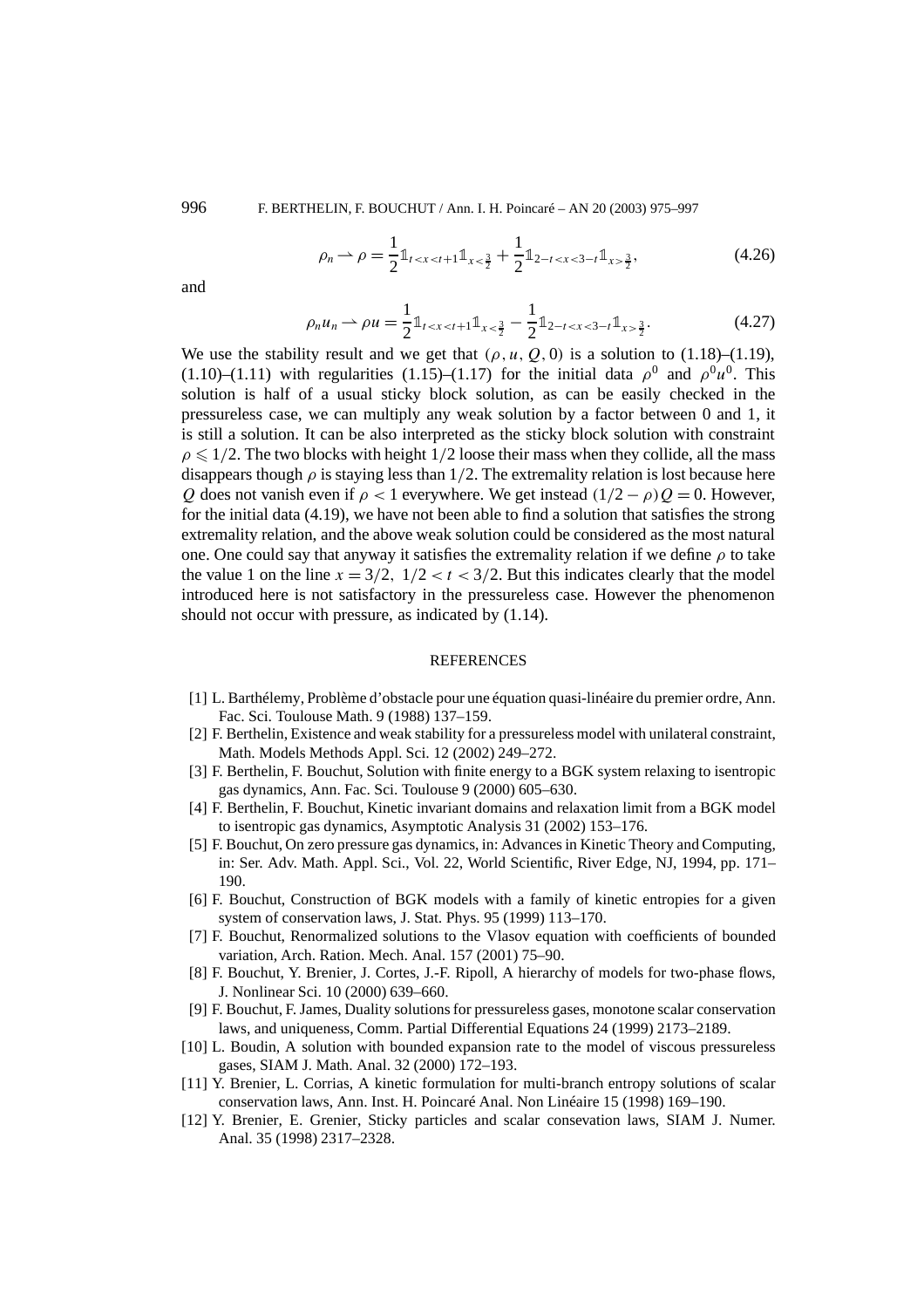$$\rho_n \rightharpoonup \rho = \frac{1}{2}\mathbb{1}_{t<x<t+1}\mathbb{1}_{x<\frac{3}{2}} + \frac{1}{2}\mathbb{1}_{2-t<x<3-t}\mathbb{1}_{x>\frac{3}{2}}, \tag{4.26}$$

and

$$\rho_n u_n \rightharpoonup \rho u = \frac{1}{2}\mathbb{1}_{t<x<t+1}\mathbb{1}_{x<\frac{3}{2}} - \frac{1}{2}\mathbb{1}_{2-t<x<3-t}\mathbb{1}_{x>\frac{3}{2}}. \tag{4.27}$$

We use the stability result and we get that $(\rho, u, Q, 0)$ is a solution to (1.18)–(1.19), (1.10)–(1.11) with regularities (1.15)–(1.17) for the initial data $\rho^0$ and $\rho^0 u^0$. This solution is half of a usual sticky block solution, as can be easily checked in the pressureless case, we can multiply any weak solution by a factor between 0 and 1, it is still a solution. It can be also interpreted as the sticky block solution with constraint $\rho \leqslant 1/2$. The two blocks with height $1/2$ loose their mass when they collide, all the mass disappears though $\rho$ is staying less than $1/2$. The extremality relation is lost because here $Q$ does not vanish even if $\rho < 1$ everywhere. We get instead $(1/2 - \rho)Q = 0$. However, for the initial data (4.19), we have not been able to find a solution that satisfies the strong extremality relation, and the above weak solution could be considered as the most natural one. One could say that anyway it satisfies the extremality relation if we define $\rho$ to take the value 1 on the line $x = 3/2,\ 1/2 < t < 3/2$. But this indicates clearly that the model introduced here is not satisfactory in the pressureless case. However the phenomenon should not occur with pressure, as indicated by (1.14).

## REFERENCES

[1] L. Barthélemy, Problème d'obstacle pour une équation quasi-linéaire du premier ordre, Ann. Fac. Sci. Toulouse Math. 9 (1988) 137–159.

[2] F. Berthelin, Existence and weak stability for a pressureless model with unilateral constraint, Math. Models Methods Appl. Sci. 12 (2002) 249–272.

[3] F. Berthelin, F. Bouchut, Solution with finite energy to a BGK system relaxing to isentropic gas dynamics, Ann. Fac. Sci. Toulouse 9 (2000) 605–630.

[4] F. Berthelin, F. Bouchut, Kinetic invariant domains and relaxation limit from a BGK model to isentropic gas dynamics, Asymptotic Analysis 31 (2002) 153–176.

[5] F. Bouchut, On zero pressure gas dynamics, in: Advances in Kinetic Theory and Computing, in: Ser. Adv. Math. Appl. Sci., Vol. 22, World Scientific, River Edge, NJ, 1994, pp. 171–190.

[6] F. Bouchut, Construction of BGK models with a family of kinetic entropies for a given system of conservation laws, J. Stat. Phys. 95 (1999) 113–170.

[7] F. Bouchut, Renormalized solutions to the Vlasov equation with coefficients of bounded variation, Arch. Ration. Mech. Anal. 157 (2001) 75–90.

[8] F. Bouchut, Y. Brenier, J. Cortes, J.-F. Ripoll, A hierarchy of models for two-phase flows, J. Nonlinear Sci. 10 (2000) 639–660.

[9] F. Bouchut, F. James, Duality solutions for pressureless gases, monotone scalar conservation laws, and uniqueness, Comm. Partial Differential Equations 24 (1999) 2173–2189.

[10] L. Boudin, A solution with bounded expansion rate to the model of viscous pressureless gases, SIAM J. Math. Anal. 32 (2000) 172–193.

[11] Y. Brenier, L. Corrias, A kinetic formulation for multi-branch entropy solutions of scalar conservation laws, Ann. Inst. H. Poincaré Anal. Non Linéaire 15 (1998) 169–190.

[12] Y. Brenier, E. Grenier, Sticky particles and scalar consevation laws, SIAM J. Numer. Anal. 35 (1998) 2317–2328.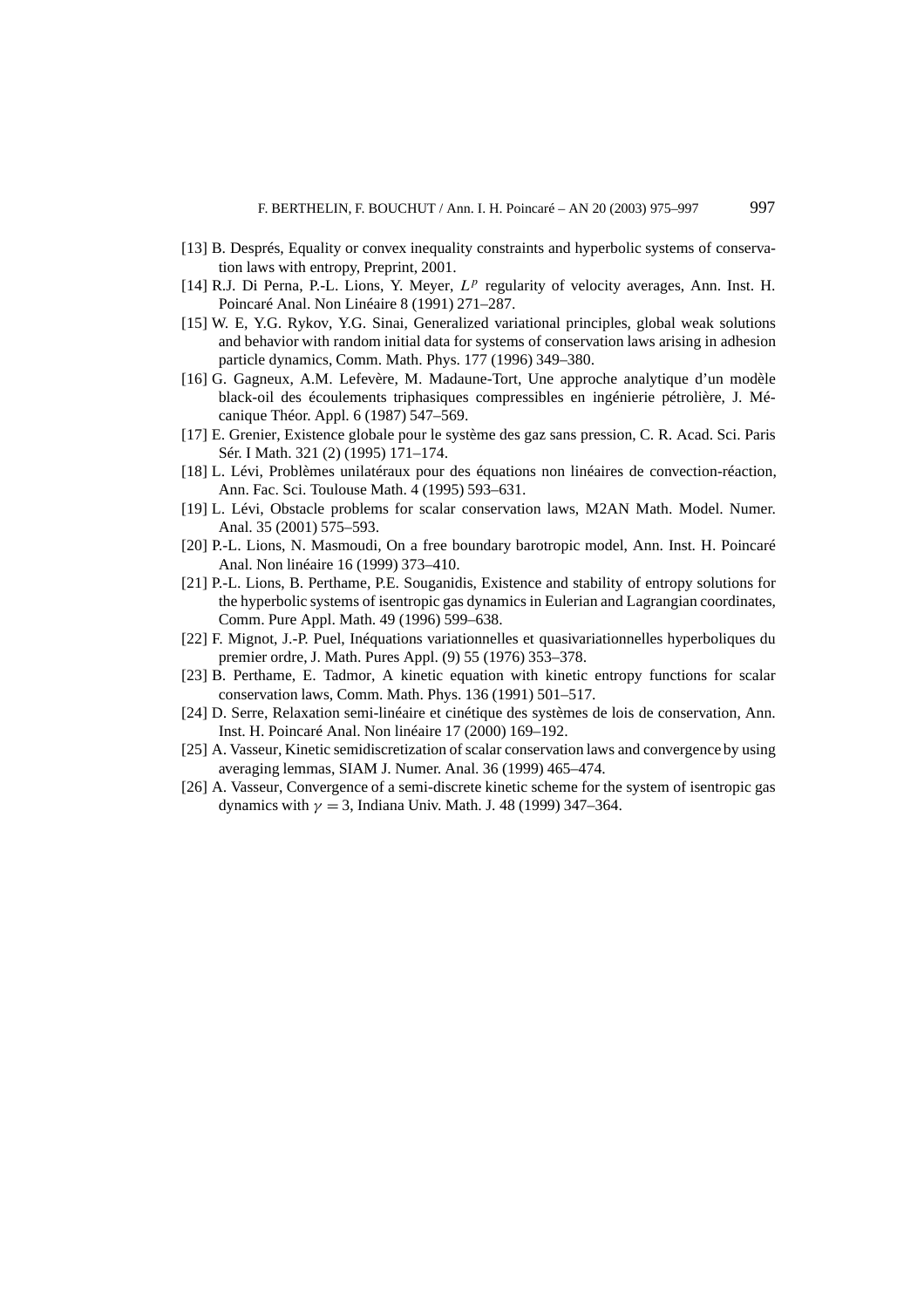[13] B. Després, Equality or convex inequality constraints and hyperbolic systems of conservation laws with entropy, Preprint, 2001.

[14] R.J. Di Perna, P.-L. Lions, Y. Meyer, $L^p$ regularity of velocity averages, Ann. Inst. H. Poincaré Anal. Non Linéaire 8 (1991) 271–287.

[15] W. E, Y.G. Rykov, Y.G. Sinai, Generalized variational principles, global weak solutions and behavior with random initial data for systems of conservation laws arising in adhesion particle dynamics, Comm. Math. Phys. 177 (1996) 349–380.

[16] G. Gagneux, A.M. Lefevère, M. Madaune-Tort, Une approche analytique d'un modèle black-oil des écoulements triphasiques compressibles en ingénierie pétrolière, J. Mécanique Théor. Appl. 6 (1987) 547–569.

[17] E. Grenier, Existence globale pour le système des gaz sans pression, C. R. Acad. Sci. Paris Sér. I Math. 321 (2) (1995) 171–174.

[18] L. Lévi, Problèmes unilatéraux pour des équations non linéaires de convection-réaction, Ann. Fac. Sci. Toulouse Math. 4 (1995) 593–631.

[19] L. Lévi, Obstacle problems for scalar conservation laws, M2AN Math. Model. Numer. Anal. 35 (2001) 575–593.

[20] P.-L. Lions, N. Masmoudi, On a free boundary barotropic model, Ann. Inst. H. Poincaré Anal. Non linéaire 16 (1999) 373–410.

[21] P.-L. Lions, B. Perthame, P.E. Souganidis, Existence and stability of entropy solutions for the hyperbolic systems of isentropic gas dynamics in Eulerian and Lagrangian coordinates, Comm. Pure Appl. Math. 49 (1996) 599–638.

[22] F. Mignot, J.-P. Puel, Inéquations variationnelles et quasivariationnelles hyperboliques du premier ordre, J. Math. Pures Appl. (9) 55 (1976) 353–378.

[23] B. Perthame, E. Tadmor, A kinetic equation with kinetic entropy functions for scalar conservation laws, Comm. Math. Phys. 136 (1991) 501–517.

[24] D. Serre, Relaxation semi-linéaire et cinétique des systèmes de lois de conservation, Ann. Inst. H. Poincaré Anal. Non linéaire 17 (2000) 169–192.

[25] A. Vasseur, Kinetic semidiscretization of scalar conservation laws and convergence by using averaging lemmas, SIAM J. Numer. Anal. 36 (1999) 465–474.

[26] A. Vasseur, Convergence of a semi-discrete kinetic scheme for the system of isentropic gas dynamics with $\gamma = 3$, Indiana Univ. Math. J. 48 (1999) 347–364.